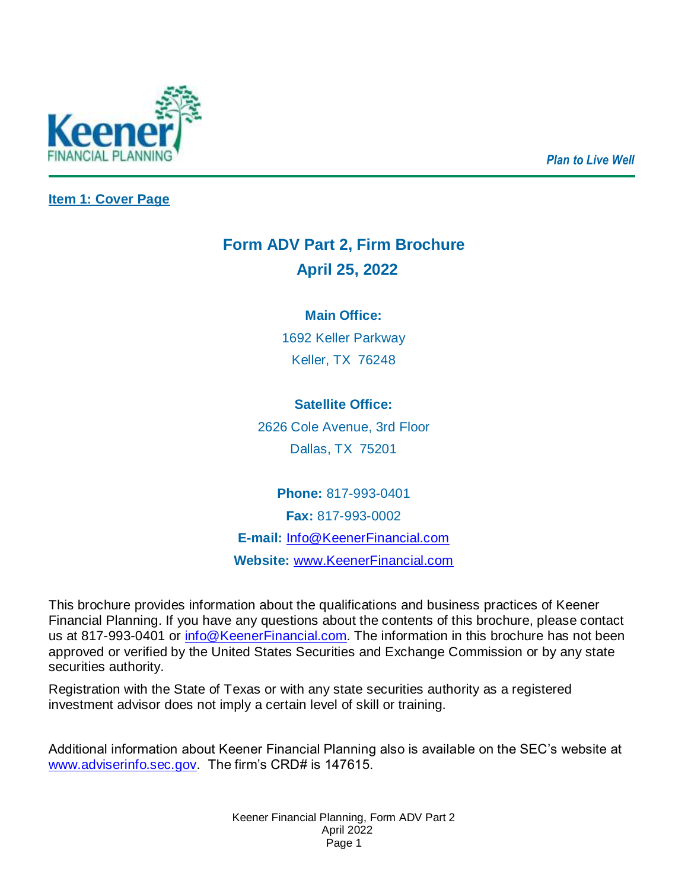Keener FINANCIAL PLANNING

*Plan to Live Well*

## Item 1: Cover Page

# Form ADV Part 2, Firm Brochure

# April 25, 2022

**Main Office:**

1692 Keller Parkway

Keller, TX 76248

**Satellite Office:**

2626 Cole Avenue, 3rd Floor

Dallas, TX 75201

**Phone:** 817-993-0401

**Fax:** 817-993-0002

**E-mail:** Info@KeenerFinancial.com

**Website:** www.KeenerFinancial.com

This brochure provides information about the qualifications and business practices of Keener Financial Planning. If you have any questions about the contents of this brochure, please contact us at 817-993-0401 or info@KeenerFinancial.com. The information in this brochure has not been approved or verified by the United States Securities and Exchange Commission or by any state securities authority.

Registration with the State of Texas or with any state securities authority as a registered investment advisor does not imply a certain level of skill or training.

Additional information about Keener Financial Planning also is available on the SEC's website at www.adviserinfo.sec.gov. The firm's CRD# is 147615.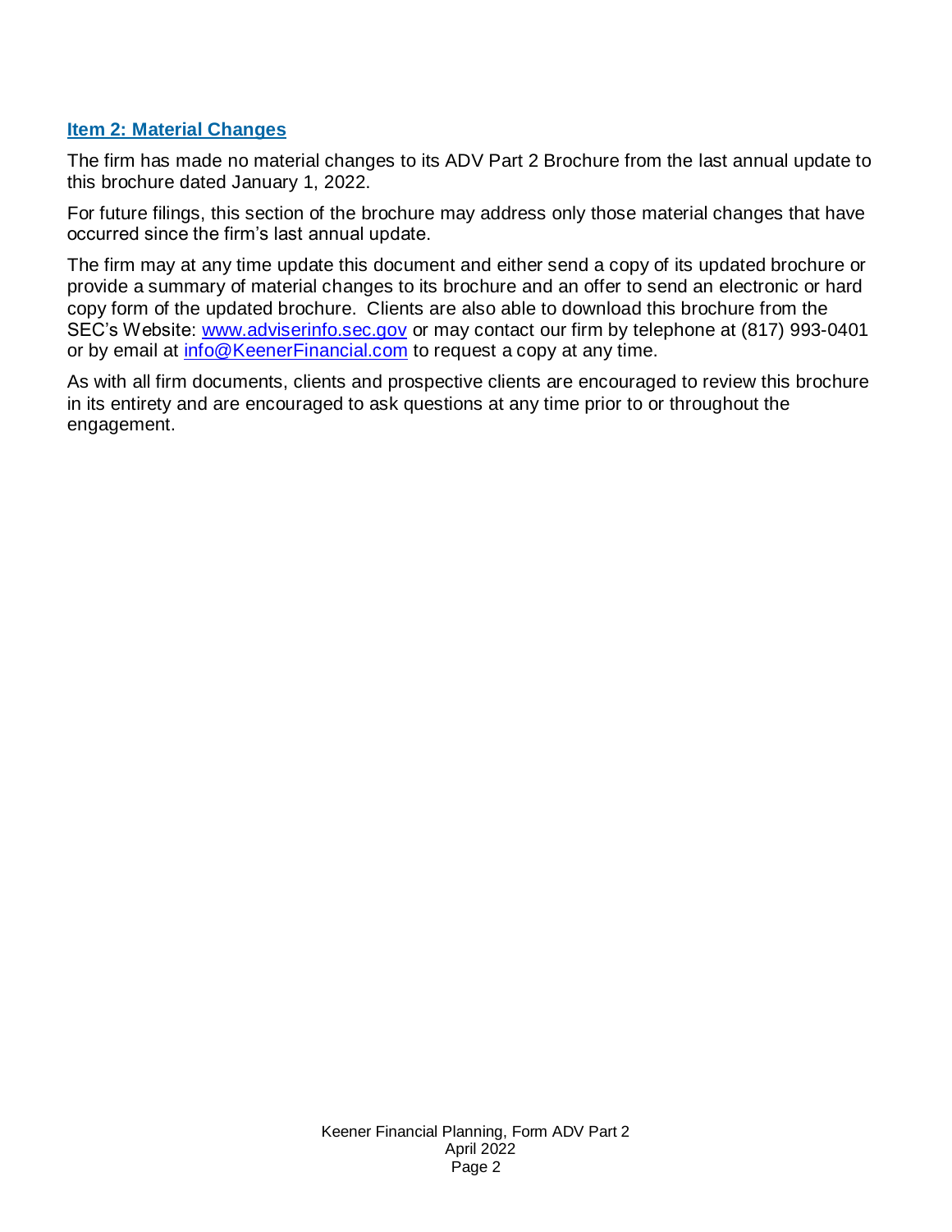## Item 2: Material Changes

The firm has made no material changes to its ADV Part 2 Brochure from the last annual update to this brochure dated January 1, 2022.

For future filings, this section of the brochure may address only those material changes that have occurred since the firm's last annual update.

The firm may at any time update this document and either send a copy of its updated brochure or provide a summary of material changes to its brochure and an offer to send an electronic or hard copy form of the updated brochure. Clients are also able to download this brochure from the SEC's Website: www.adviserinfo.sec.gov or may contact our firm by telephone at (817) 993-0401 or by email at info@KeenerFinancial.com to request a copy at any time.

As with all firm documents, clients and prospective clients are encouraged to review this brochure in its entirety and are encouraged to ask questions at any time prior to or throughout the engagement.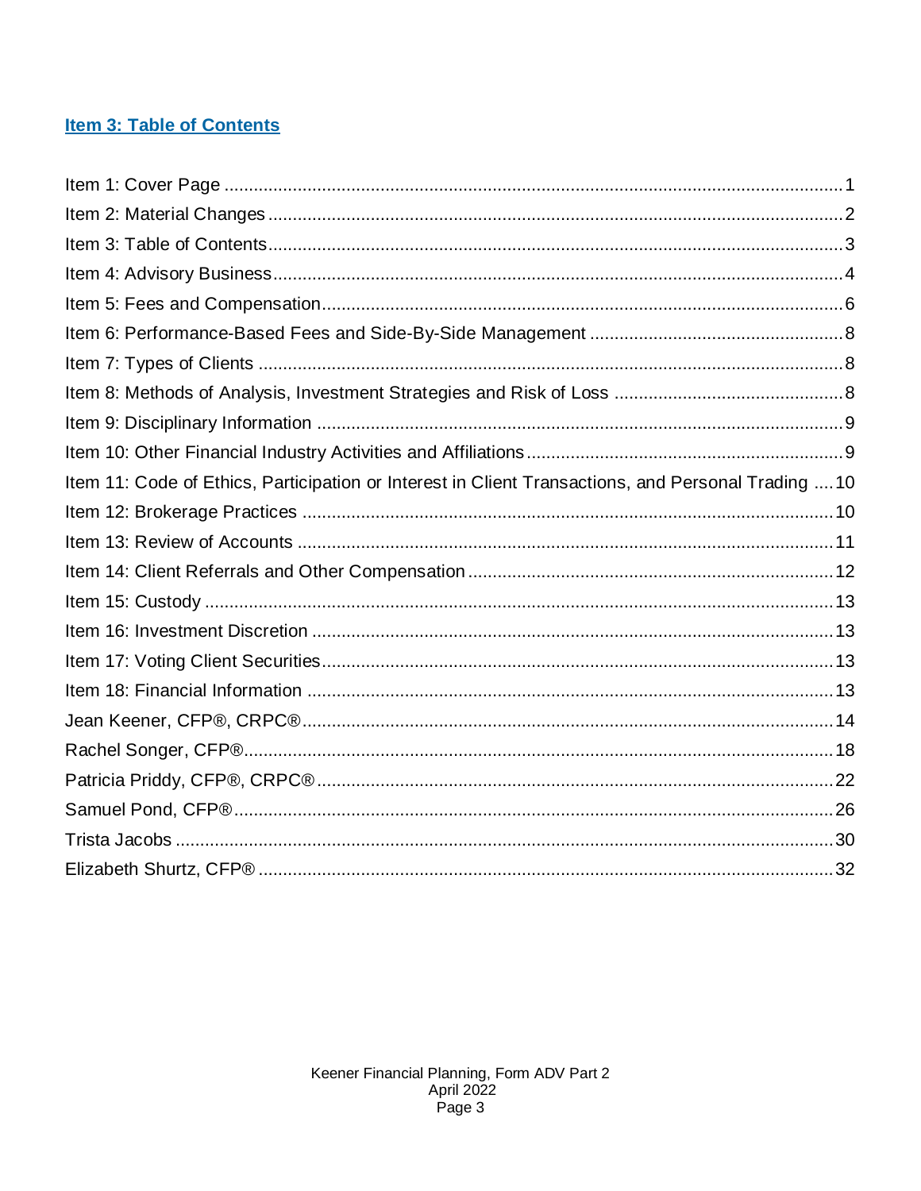## Item 3: Table of Contents

Item 1: Cover Page .......... 1
Item 2: Material Changes .......... 2
Item 3: Table of Contents .......... 3
Item 4: Advisory Business .......... 4
Item 5: Fees and Compensation .......... 6
Item 6: Performance-Based Fees and Side-By-Side Management .......... 8
Item 7: Types of Clients .......... 8
Item 8: Methods of Analysis, Investment Strategies and Risk of Loss .......... 8
Item 9: Disciplinary Information .......... 9
Item 10: Other Financial Industry Activities and Affiliations .......... 9
Item 11: Code of Ethics, Participation or Interest in Client Transactions, and Personal Trading .......... 10
Item 12: Brokerage Practices .......... 10
Item 13: Review of Accounts .......... 11
Item 14: Client Referrals and Other Compensation .......... 12
Item 15: Custody .......... 13
Item 16: Investment Discretion .......... 13
Item 17: Voting Client Securities .......... 13
Item 18: Financial Information .......... 13
Jean Keener, CFP®, CRPC® .......... 14
Rachel Songer, CFP® .......... 18
Patricia Priddy, CFP®, CRPC® .......... 22
Samuel Pond, CFP® .......... 26
Trista Jacobs .......... 30
Elizabeth Shurtz, CFP® .......... 32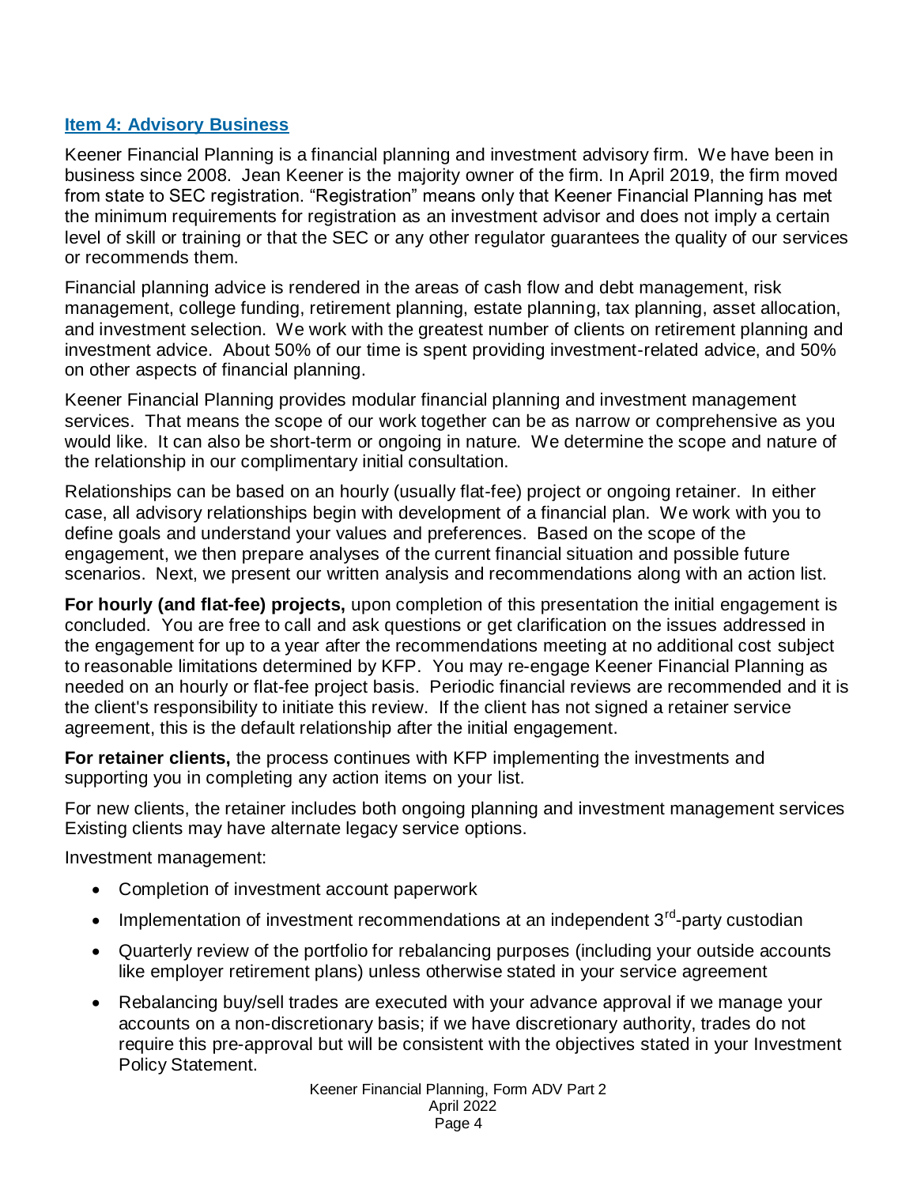## Item 4: Advisory Business

Keener Financial Planning is a financial planning and investment advisory firm. We have been in business since 2008. Jean Keener is the majority owner of the firm. In April 2019, the firm moved from state to SEC registration. "Registration" means only that Keener Financial Planning has met the minimum requirements for registration as an investment advisor and does not imply a certain level of skill or training or that the SEC or any other regulator guarantees the quality of our services or recommends them.

Financial planning advice is rendered in the areas of cash flow and debt management, risk management, college funding, retirement planning, estate planning, tax planning, asset allocation, and investment selection. We work with the greatest number of clients on retirement planning and investment advice. About 50% of our time is spent providing investment-related advice, and 50% on other aspects of financial planning.

Keener Financial Planning provides modular financial planning and investment management services. That means the scope of our work together can be as narrow or comprehensive as you would like. It can also be short-term or ongoing in nature. We determine the scope and nature of the relationship in our complimentary initial consultation.

Relationships can be based on an hourly (usually flat-fee) project or ongoing retainer. In either case, all advisory relationships begin with development of a financial plan. We work with you to define goals and understand your values and preferences. Based on the scope of the engagement, we then prepare analyses of the current financial situation and possible future scenarios. Next, we present our written analysis and recommendations along with an action list.

**For hourly (and flat-fee) projects,** upon completion of this presentation the initial engagement is concluded. You are free to call and ask questions or get clarification on the issues addressed in the engagement for up to a year after the recommendations meeting at no additional cost subject to reasonable limitations determined by KFP. You may re-engage Keener Financial Planning as needed on an hourly or flat-fee project basis. Periodic financial reviews are recommended and it is the client's responsibility to initiate this review. If the client has not signed a retainer service agreement, this is the default relationship after the initial engagement.

**For retainer clients,** the process continues with KFP implementing the investments and supporting you in completing any action items on your list.

For new clients, the retainer includes both ongoing planning and investment management services Existing clients may have alternate legacy service options.

Investment management:

- Completion of investment account paperwork
- Implementation of investment recommendations at an independent 3rd-party custodian
- Quarterly review of the portfolio for rebalancing purposes (including your outside accounts like employer retirement plans) unless otherwise stated in your service agreement
- Rebalancing buy/sell trades are executed with your advance approval if we manage your accounts on a non-discretionary basis; if we have discretionary authority, trades do not require this pre-approval but will be consistent with the objectives stated in your Investment Policy Statement.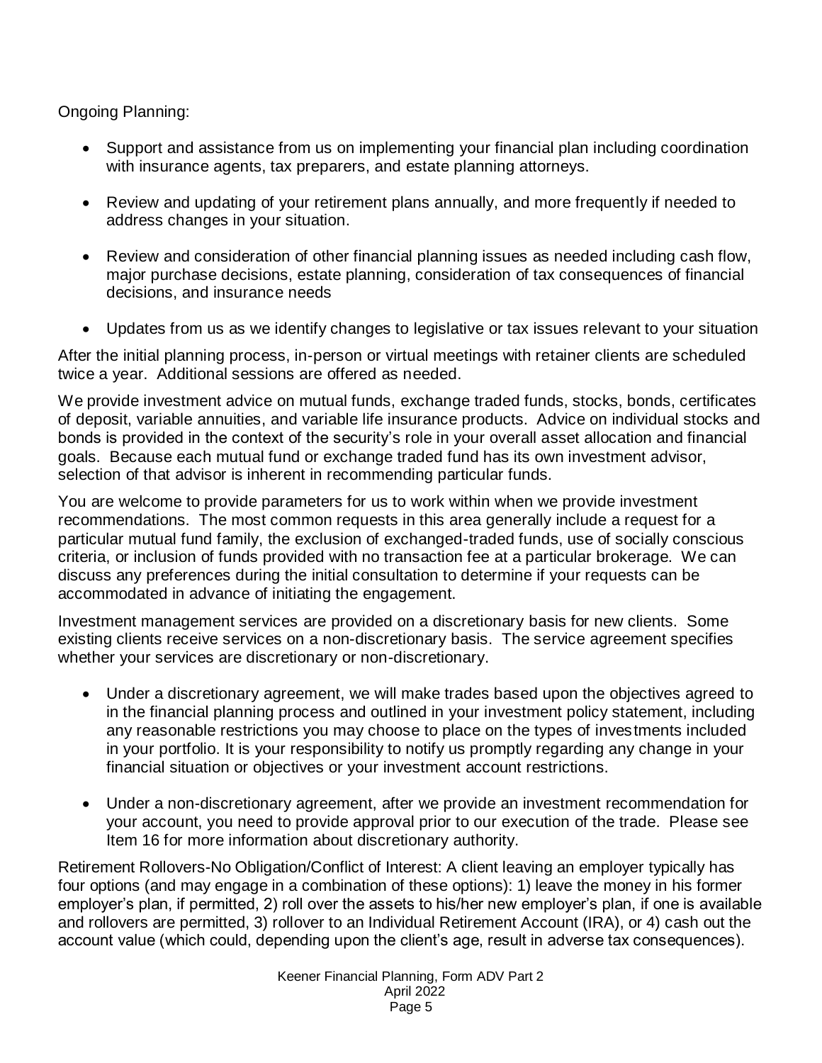Ongoing Planning:

- Support and assistance from us on implementing your financial plan including coordination with insurance agents, tax preparers, and estate planning attorneys.

- Review and updating of your retirement plans annually, and more frequently if needed to address changes in your situation.

- Review and consideration of other financial planning issues as needed including cash flow, major purchase decisions, estate planning, consideration of tax consequences of financial decisions, and insurance needs

- Updates from us as we identify changes to legislative or tax issues relevant to your situation

After the initial planning process, in-person or virtual meetings with retainer clients are scheduled twice a year. Additional sessions are offered as needed.

We provide investment advice on mutual funds, exchange traded funds, stocks, bonds, certificates of deposit, variable annuities, and variable life insurance products. Advice on individual stocks and bonds is provided in the context of the security's role in your overall asset allocation and financial goals. Because each mutual fund or exchange traded fund has its own investment advisor, selection of that advisor is inherent in recommending particular funds.

You are welcome to provide parameters for us to work within when we provide investment recommendations. The most common requests in this area generally include a request for a particular mutual fund family, the exclusion of exchanged-traded funds, use of socially conscious criteria, or inclusion of funds provided with no transaction fee at a particular brokerage. We can discuss any preferences during the initial consultation to determine if your requests can be accommodated in advance of initiating the engagement.

Investment management services are provided on a discretionary basis for new clients. Some existing clients receive services on a non-discretionary basis. The service agreement specifies whether your services are discretionary or non-discretionary.

- Under a discretionary agreement, we will make trades based upon the objectives agreed to in the financial planning process and outlined in your investment policy statement, including any reasonable restrictions you may choose to place on the types of investments included in your portfolio. It is your responsibility to notify us promptly regarding any change in your financial situation or objectives or your investment account restrictions.

- Under a non-discretionary agreement, after we provide an investment recommendation for your account, you need to provide approval prior to our execution of the trade. Please see Item 16 for more information about discretionary authority.

Retirement Rollovers-No Obligation/Conflict of Interest: A client leaving an employer typically has four options (and may engage in a combination of these options): 1) leave the money in his former employer's plan, if permitted, 2) roll over the assets to his/her new employer's plan, if one is available and rollovers are permitted, 3) rollover to an Individual Retirement Account (IRA), or 4) cash out the account value (which could, depending upon the client's age, result in adverse tax consequences).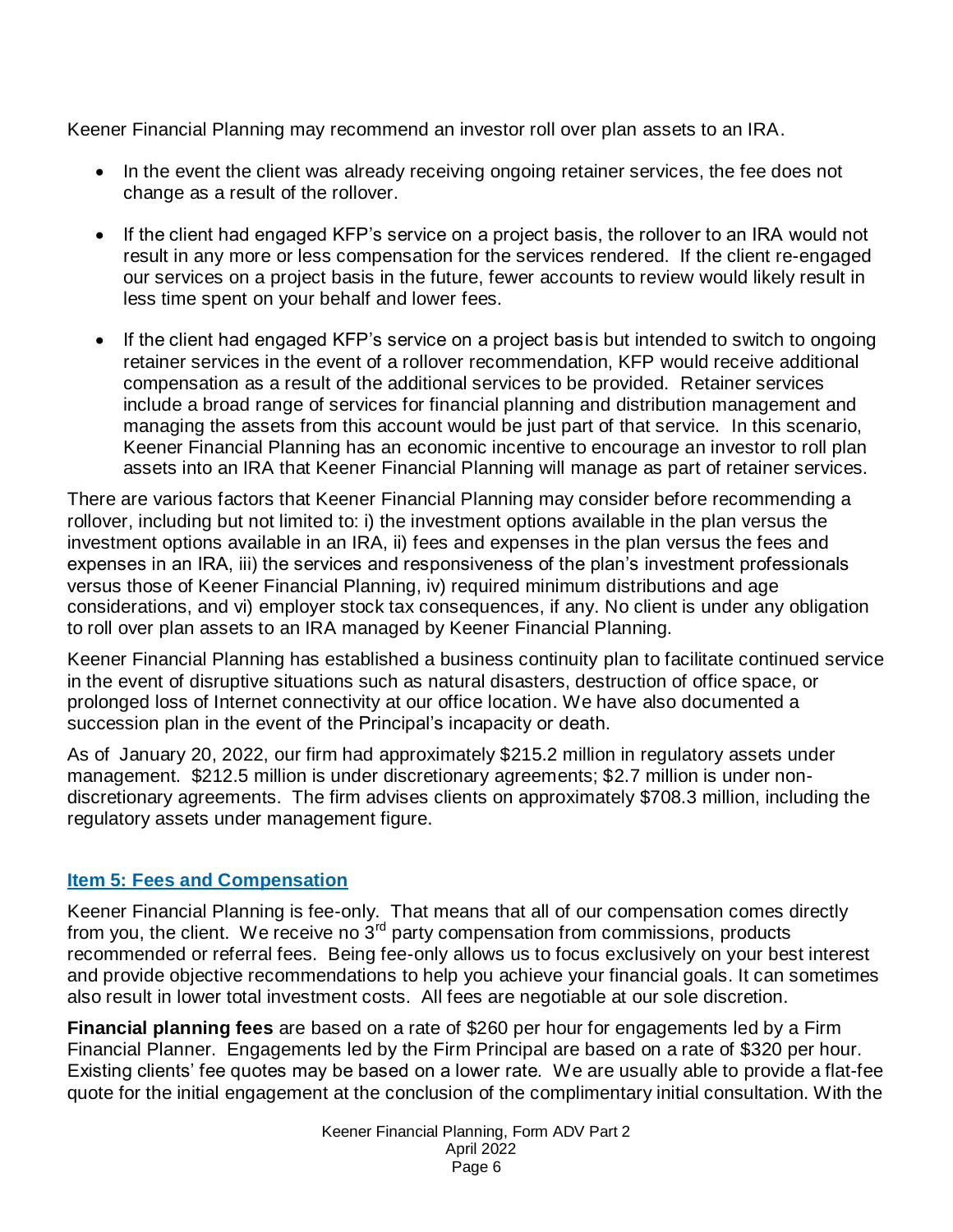Keener Financial Planning may recommend an investor roll over plan assets to an IRA.

- In the event the client was already receiving ongoing retainer services, the fee does not change as a result of the rollover.
- If the client had engaged KFP's service on a project basis, the rollover to an IRA would not result in any more or less compensation for the services rendered. If the client re-engaged our services on a project basis in the future, fewer accounts to review would likely result in less time spent on your behalf and lower fees.
- If the client had engaged KFP's service on a project basis but intended to switch to ongoing retainer services in the event of a rollover recommendation, KFP would receive additional compensation as a result of the additional services to be provided. Retainer services include a broad range of services for financial planning and distribution management and managing the assets from this account would be just part of that service. In this scenario, Keener Financial Planning has an economic incentive to encourage an investor to roll plan assets into an IRA that Keener Financial Planning will manage as part of retainer services.

There are various factors that Keener Financial Planning may consider before recommending a rollover, including but not limited to: i) the investment options available in the plan versus the investment options available in an IRA, ii) fees and expenses in the plan versus the fees and expenses in an IRA, iii) the services and responsiveness of the plan's investment professionals versus those of Keener Financial Planning, iv) required minimum distributions and age considerations, and vi) employer stock tax consequences, if any. No client is under any obligation to roll over plan assets to an IRA managed by Keener Financial Planning.

Keener Financial Planning has established a business continuity plan to facilitate continued service in the event of disruptive situations such as natural disasters, destruction of office space, or prolonged loss of Internet connectivity at our office location. We have also documented a succession plan in the event of the Principal's incapacity or death.

As of January 20, 2022, our firm had approximately $215.2 million in regulatory assets under management. $212.5 million is under discretionary agreements; $2.7 million is under non-discretionary agreements. The firm advises clients on approximately $708.3 million, including the regulatory assets under management figure.

## Item 5: Fees and Compensation

Keener Financial Planning is fee-only. That means that all of our compensation comes directly from you, the client. We receive no 3rd party compensation from commissions, products recommended or referral fees. Being fee-only allows us to focus exclusively on your best interest and provide objective recommendations to help you achieve your financial goals. It can sometimes also result in lower total investment costs. All fees are negotiable at our sole discretion.

**Financial planning fees** are based on a rate of $260 per hour for engagements led by a Firm Financial Planner. Engagements led by the Firm Principal are based on a rate of $320 per hour. Existing clients' fee quotes may be based on a lower rate. We are usually able to provide a flat-fee quote for the initial engagement at the conclusion of the complimentary initial consultation. With the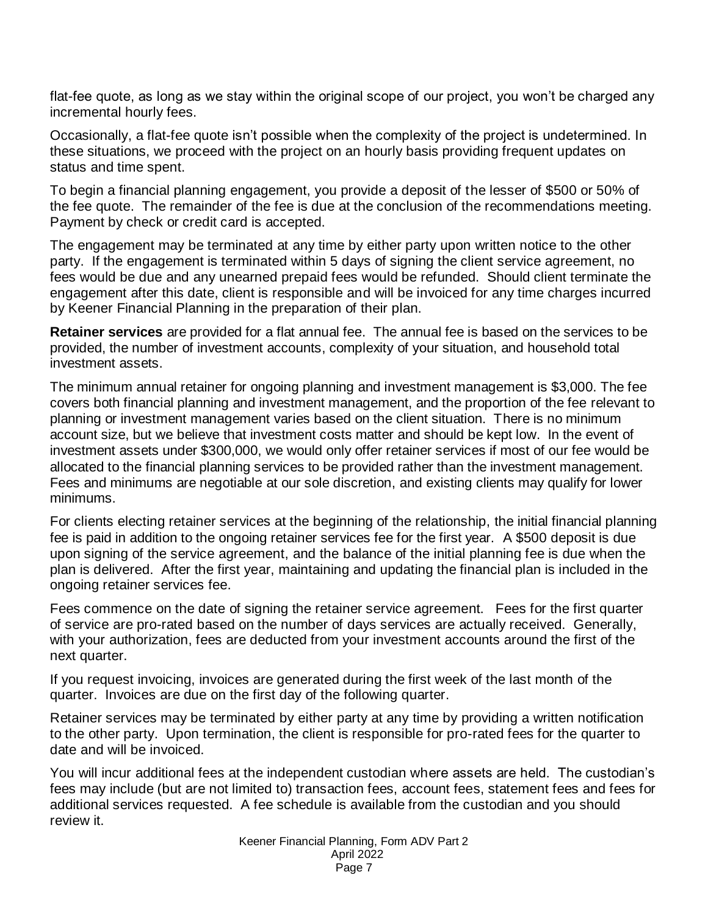flat-fee quote, as long as we stay within the original scope of our project, you won't be charged any incremental hourly fees.

Occasionally, a flat-fee quote isn't possible when the complexity of the project is undetermined. In these situations, we proceed with the project on an hourly basis providing frequent updates on status and time spent.

To begin a financial planning engagement, you provide a deposit of the lesser of $500 or 50% of the fee quote. The remainder of the fee is due at the conclusion of the recommendations meeting. Payment by check or credit card is accepted.

The engagement may be terminated at any time by either party upon written notice to the other party. If the engagement is terminated within 5 days of signing the client service agreement, no fees would be due and any unearned prepaid fees would be refunded. Should client terminate the engagement after this date, client is responsible and will be invoiced for any time charges incurred by Keener Financial Planning in the preparation of their plan.

**Retainer services** are provided for a flat annual fee. The annual fee is based on the services to be provided, the number of investment accounts, complexity of your situation, and household total investment assets.

The minimum annual retainer for ongoing planning and investment management is $3,000. The fee covers both financial planning and investment management, and the proportion of the fee relevant to planning or investment management varies based on the client situation. There is no minimum account size, but we believe that investment costs matter and should be kept low. In the event of investment assets under $300,000, we would only offer retainer services if most of our fee would be allocated to the financial planning services to be provided rather than the investment management. Fees and minimums are negotiable at our sole discretion, and existing clients may qualify for lower minimums.

For clients electing retainer services at the beginning of the relationship, the initial financial planning fee is paid in addition to the ongoing retainer services fee for the first year. A $500 deposit is due upon signing of the service agreement, and the balance of the initial planning fee is due when the plan is delivered. After the first year, maintaining and updating the financial plan is included in the ongoing retainer services fee.

Fees commence on the date of signing the retainer service agreement. Fees for the first quarter of service are pro-rated based on the number of days services are actually received. Generally, with your authorization, fees are deducted from your investment accounts around the first of the next quarter.

If you request invoicing, invoices are generated during the first week of the last month of the quarter. Invoices are due on the first day of the following quarter.

Retainer services may be terminated by either party at any time by providing a written notification to the other party. Upon termination, the client is responsible for pro-rated fees for the quarter to date and will be invoiced.

You will incur additional fees at the independent custodian where assets are held. The custodian's fees may include (but are not limited to) transaction fees, account fees, statement fees and fees for additional services requested. A fee schedule is available from the custodian and you should review it.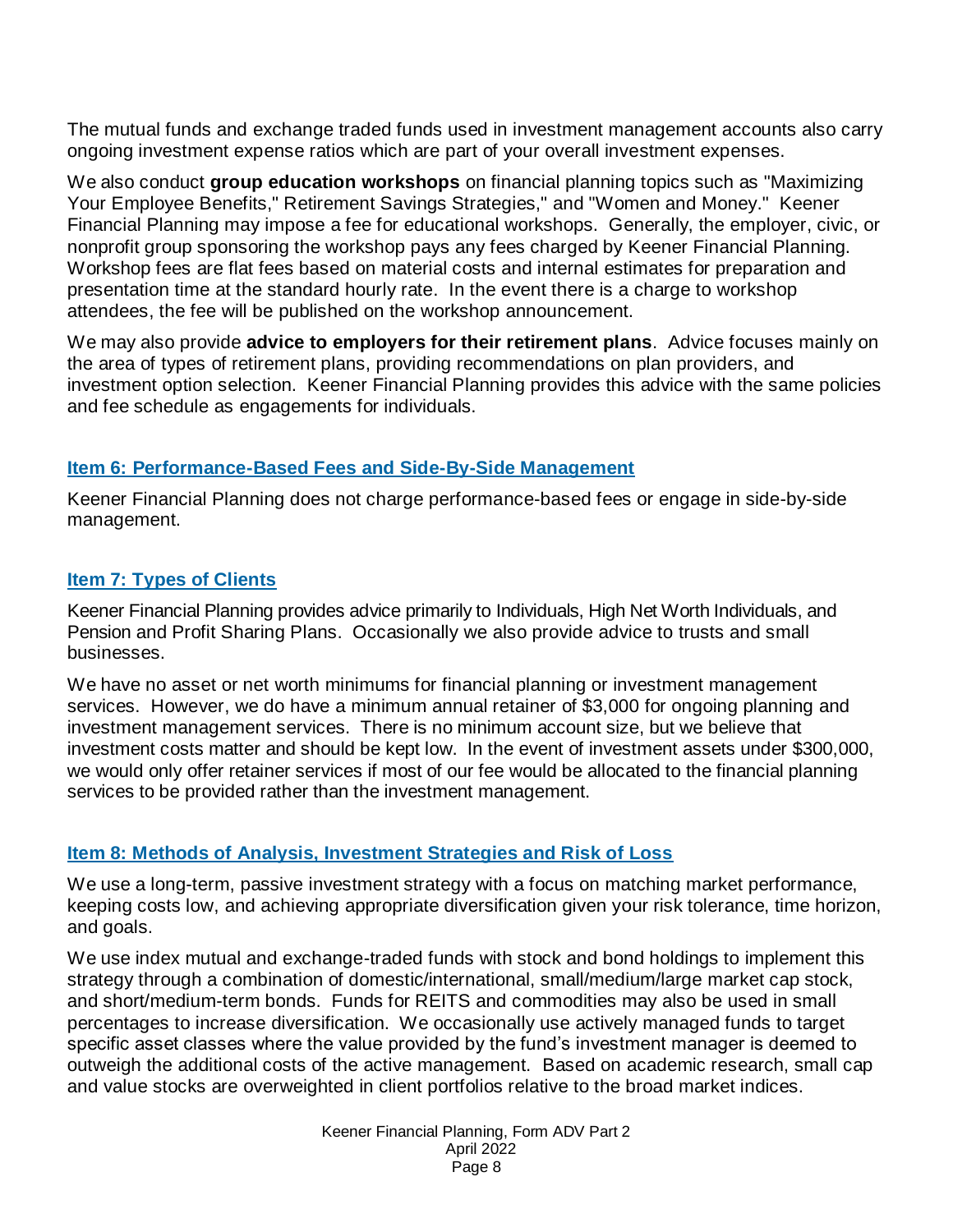The mutual funds and exchange traded funds used in investment management accounts also carry ongoing investment expense ratios which are part of your overall investment expenses.

We also conduct **group education workshops** on financial planning topics such as "Maximizing Your Employee Benefits," Retirement Savings Strategies," and "Women and Money." Keener Financial Planning may impose a fee for educational workshops. Generally, the employer, civic, or nonprofit group sponsoring the workshop pays any fees charged by Keener Financial Planning. Workshop fees are flat fees based on material costs and internal estimates for preparation and presentation time at the standard hourly rate. In the event there is a charge to workshop attendees, the fee will be published on the workshop announcement.

We may also provide **advice to employers for their retirement plans**. Advice focuses mainly on the area of types of retirement plans, providing recommendations on plan providers, and investment option selection. Keener Financial Planning provides this advice with the same policies and fee schedule as engagements for individuals.

## Item 6: Performance-Based Fees and Side-By-Side Management

Keener Financial Planning does not charge performance-based fees or engage in side-by-side management.

## Item 7: Types of Clients

Keener Financial Planning provides advice primarily to Individuals, High Net Worth Individuals, and Pension and Profit Sharing Plans. Occasionally we also provide advice to trusts and small businesses.

We have no asset or net worth minimums for financial planning or investment management services. However, we do have a minimum annual retainer of $3,000 for ongoing planning and investment management services. There is no minimum account size, but we believe that investment costs matter and should be kept low. In the event of investment assets under $300,000, we would only offer retainer services if most of our fee would be allocated to the financial planning services to be provided rather than the investment management.

## Item 8: Methods of Analysis, Investment Strategies and Risk of Loss

We use a long-term, passive investment strategy with a focus on matching market performance, keeping costs low, and achieving appropriate diversification given your risk tolerance, time horizon, and goals.

We use index mutual and exchange-traded funds with stock and bond holdings to implement this strategy through a combination of domestic/international, small/medium/large market cap stock, and short/medium-term bonds. Funds for REITS and commodities may also be used in small percentages to increase diversification. We occasionally use actively managed funds to target specific asset classes where the value provided by the fund's investment manager is deemed to outweigh the additional costs of the active management. Based on academic research, small cap and value stocks are overweighted in client portfolios relative to the broad market indices.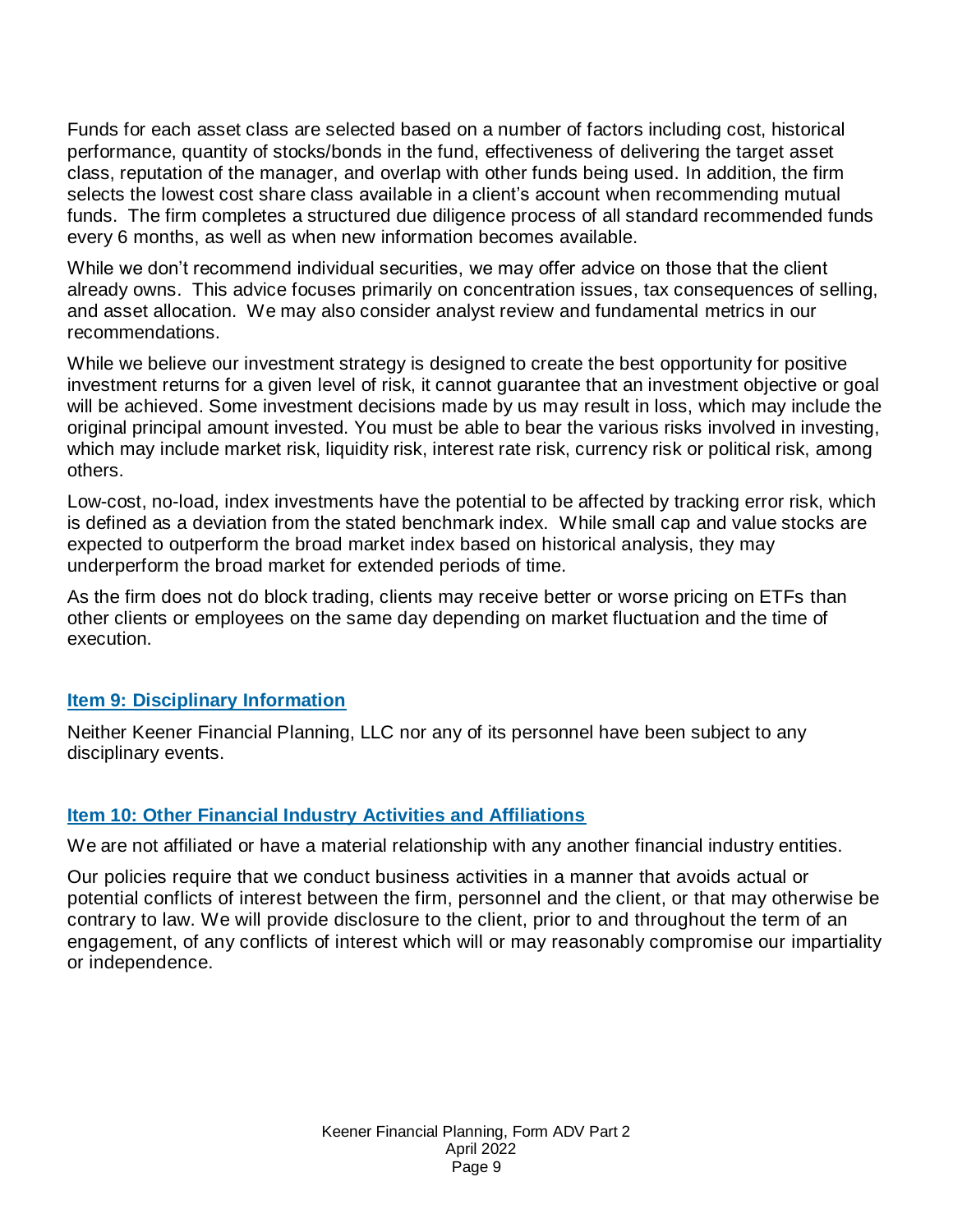Funds for each asset class are selected based on a number of factors including cost, historical performance, quantity of stocks/bonds in the fund, effectiveness of delivering the target asset class, reputation of the manager, and overlap with other funds being used. In addition, the firm selects the lowest cost share class available in a client's account when recommending mutual funds. The firm completes a structured due diligence process of all standard recommended funds every 6 months, as well as when new information becomes available.

While we don't recommend individual securities, we may offer advice on those that the client already owns. This advice focuses primarily on concentration issues, tax consequences of selling, and asset allocation. We may also consider analyst review and fundamental metrics in our recommendations.

While we believe our investment strategy is designed to create the best opportunity for positive investment returns for a given level of risk, it cannot guarantee that an investment objective or goal will be achieved. Some investment decisions made by us may result in loss, which may include the original principal amount invested. You must be able to bear the various risks involved in investing, which may include market risk, liquidity risk, interest rate risk, currency risk or political risk, among others.

Low-cost, no-load, index investments have the potential to be affected by tracking error risk, which is defined as a deviation from the stated benchmark index. While small cap and value stocks are expected to outperform the broad market index based on historical analysis, they may underperform the broad market for extended periods of time.

As the firm does not do block trading, clients may receive better or worse pricing on ETFs than other clients or employees on the same day depending on market fluctuation and the time of execution.

## Item 9: Disciplinary Information

Neither Keener Financial Planning, LLC nor any of its personnel have been subject to any disciplinary events.

## Item 10: Other Financial Industry Activities and Affiliations

We are not affiliated or have a material relationship with any another financial industry entities.

Our policies require that we conduct business activities in a manner that avoids actual or potential conflicts of interest between the firm, personnel and the client, or that may otherwise be contrary to law. We will provide disclosure to the client, prior to and throughout the term of an engagement, of any conflicts of interest which will or may reasonably compromise our impartiality or independence.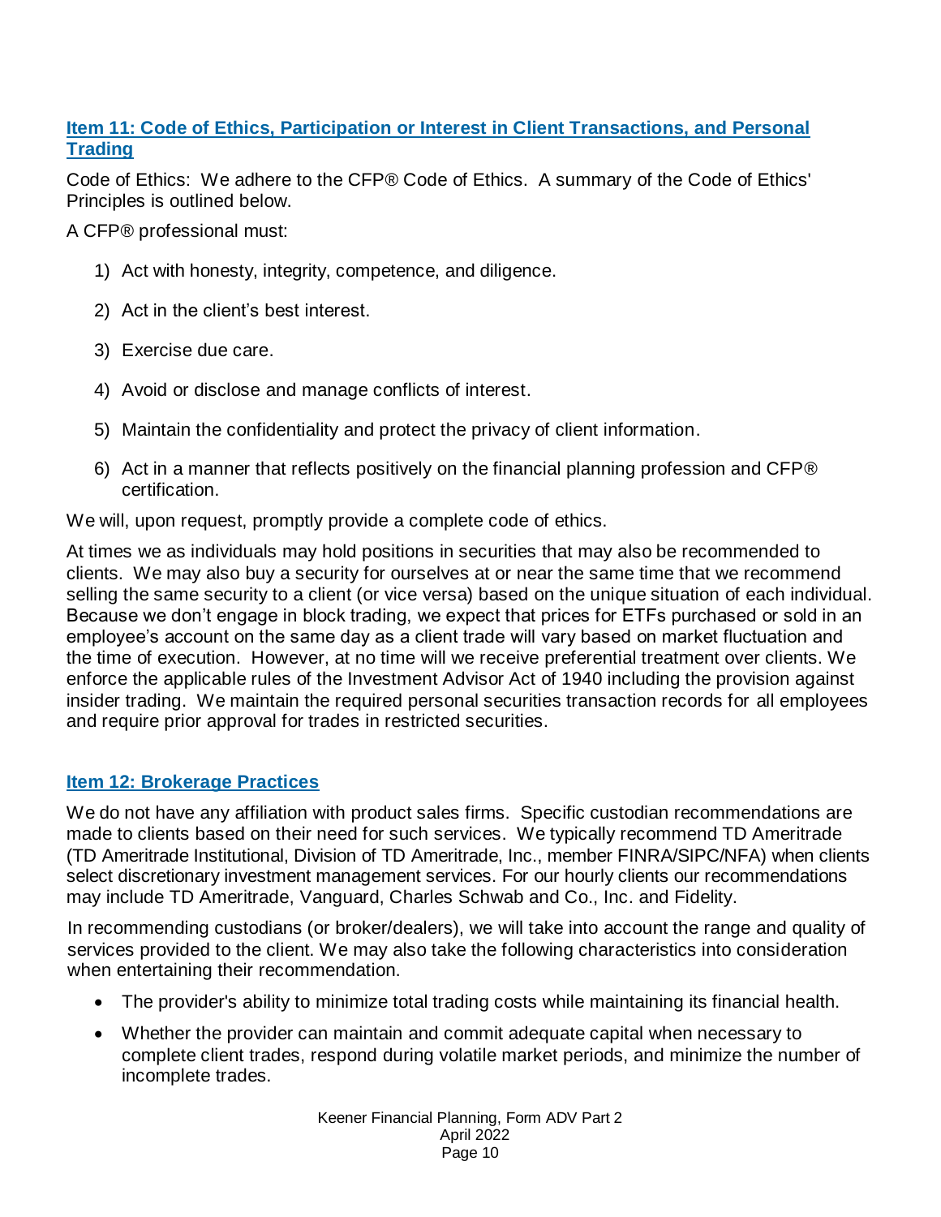## Item 11: Code of Ethics, Participation or Interest in Client Transactions, and Personal Trading

Code of Ethics: We adhere to the CFP® Code of Ethics. A summary of the Code of Ethics' Principles is outlined below.

A CFP® professional must:

1) Act with honesty, integrity, competence, and diligence.
2) Act in the client's best interest.
3) Exercise due care.
4) Avoid or disclose and manage conflicts of interest.
5) Maintain the confidentiality and protect the privacy of client information.
6) Act in a manner that reflects positively on the financial planning profession and CFP® certification.

We will, upon request, promptly provide a complete code of ethics.

At times we as individuals may hold positions in securities that may also be recommended to clients. We may also buy a security for ourselves at or near the same time that we recommend selling the same security to a client (or vice versa) based on the unique situation of each individual. Because we don't engage in block trading, we expect that prices for ETFs purchased or sold in an employee's account on the same day as a client trade will vary based on market fluctuation and the time of execution. However, at no time will we receive preferential treatment over clients. We enforce the applicable rules of the Investment Advisor Act of 1940 including the provision against insider trading. We maintain the required personal securities transaction records for all employees and require prior approval for trades in restricted securities.

## Item 12: Brokerage Practices

We do not have any affiliation with product sales firms. Specific custodian recommendations are made to clients based on their need for such services. We typically recommend TD Ameritrade (TD Ameritrade Institutional, Division of TD Ameritrade, Inc., member FINRA/SIPC/NFA) when clients select discretionary investment management services. For our hourly clients our recommendations may include TD Ameritrade, Vanguard, Charles Schwab and Co., Inc. and Fidelity.

In recommending custodians (or broker/dealers), we will take into account the range and quality of services provided to the client. We may also take the following characteristics into consideration when entertaining their recommendation.

- The provider's ability to minimize total trading costs while maintaining its financial health.
- Whether the provider can maintain and commit adequate capital when necessary to complete client trades, respond during volatile market periods, and minimize the number of incomplete trades.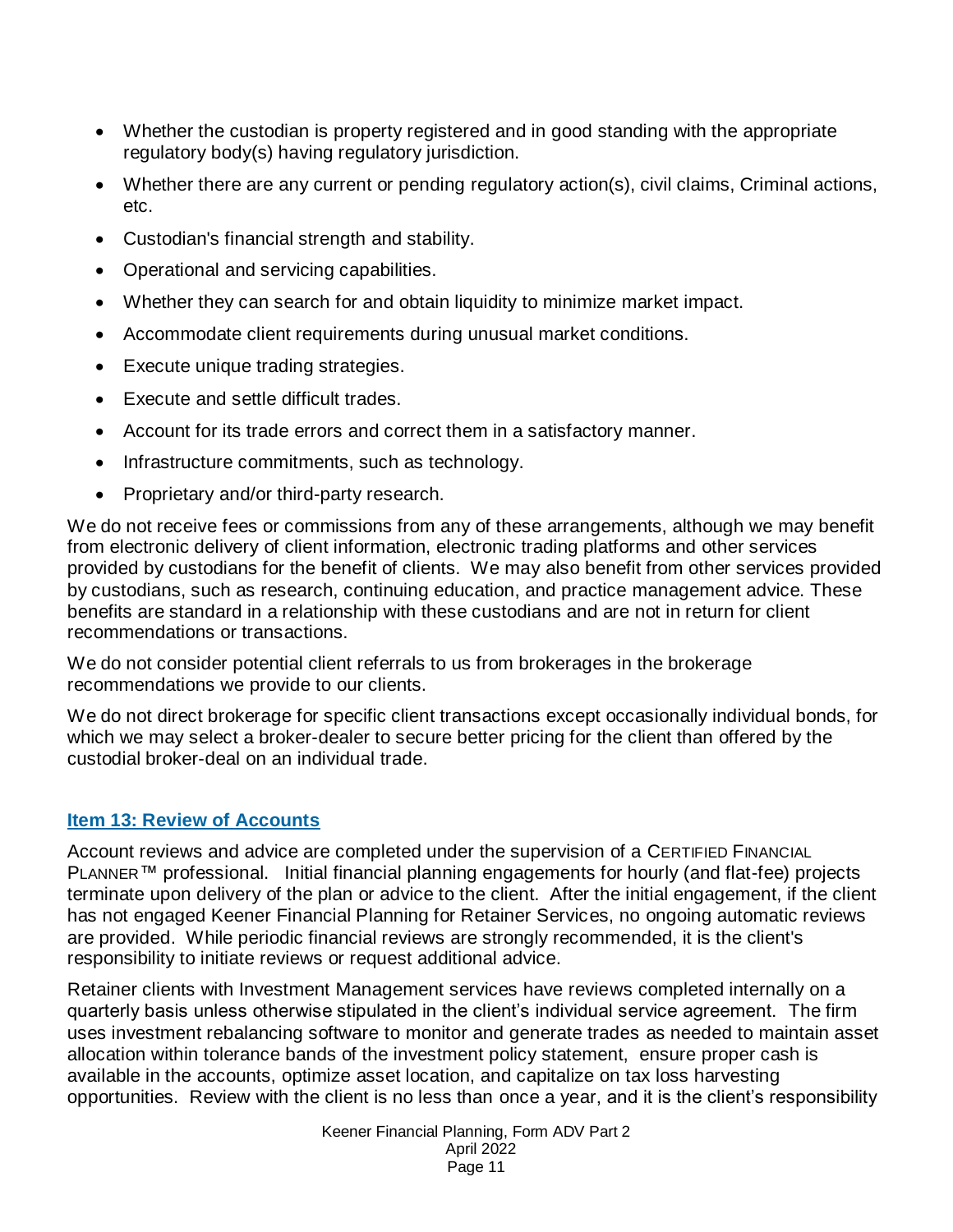- Whether the custodian is property registered and in good standing with the appropriate regulatory body(s) having regulatory jurisdiction.
- Whether there are any current or pending regulatory action(s), civil claims, Criminal actions, etc.
- Custodian's financial strength and stability.
- Operational and servicing capabilities.
- Whether they can search for and obtain liquidity to minimize market impact.
- Accommodate client requirements during unusual market conditions.
- Execute unique trading strategies.
- Execute and settle difficult trades.
- Account for its trade errors and correct them in a satisfactory manner.
- Infrastructure commitments, such as technology.
- Proprietary and/or third-party research.

We do not receive fees or commissions from any of these arrangements, although we may benefit from electronic delivery of client information, electronic trading platforms and other services provided by custodians for the benefit of clients. We may also benefit from other services provided by custodians, such as research, continuing education, and practice management advice. These benefits are standard in a relationship with these custodians and are not in return for client recommendations or transactions.

We do not consider potential client referrals to us from brokerages in the brokerage recommendations we provide to our clients.

We do not direct brokerage for specific client transactions except occasionally individual bonds, for which we may select a broker-dealer to secure better pricing for the client than offered by the custodial broker-deal on an individual trade.

## Item 13: Review of Accounts

Account reviews and advice are completed under the supervision of a CERTIFIED FINANCIAL PLANNER™ professional. Initial financial planning engagements for hourly (and flat-fee) projects terminate upon delivery of the plan or advice to the client. After the initial engagement, if the client has not engaged Keener Financial Planning for Retainer Services, no ongoing automatic reviews are provided. While periodic financial reviews are strongly recommended, it is the client's responsibility to initiate reviews or request additional advice.

Retainer clients with Investment Management services have reviews completed internally on a quarterly basis unless otherwise stipulated in the client's individual service agreement. The firm uses investment rebalancing software to monitor and generate trades as needed to maintain asset allocation within tolerance bands of the investment policy statement, ensure proper cash is available in the accounts, optimize asset location, and capitalize on tax loss harvesting opportunities. Review with the client is no less than once a year, and it is the client's responsibility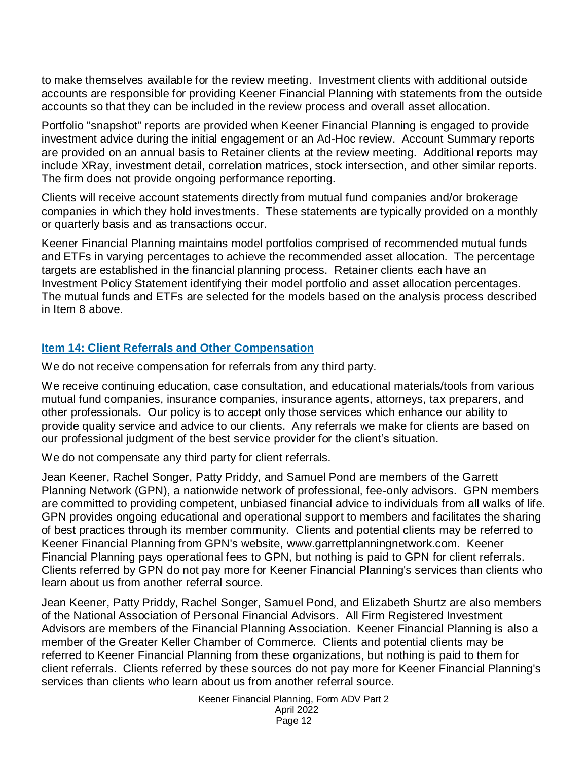to make themselves available for the review meeting. Investment clients with additional outside accounts are responsible for providing Keener Financial Planning with statements from the outside accounts so that they can be included in the review process and overall asset allocation.

Portfolio "snapshot" reports are provided when Keener Financial Planning is engaged to provide investment advice during the initial engagement or an Ad-Hoc review. Account Summary reports are provided on an annual basis to Retainer clients at the review meeting. Additional reports may include XRay, investment detail, correlation matrices, stock intersection, and other similar reports. The firm does not provide ongoing performance reporting.

Clients will receive account statements directly from mutual fund companies and/or brokerage companies in which they hold investments. These statements are typically provided on a monthly or quarterly basis and as transactions occur.

Keener Financial Planning maintains model portfolios comprised of recommended mutual funds and ETFs in varying percentages to achieve the recommended asset allocation. The percentage targets are established in the financial planning process. Retainer clients each have an Investment Policy Statement identifying their model portfolio and asset allocation percentages. The mutual funds and ETFs are selected for the models based on the analysis process described in Item 8 above.

## Item 14: Client Referrals and Other Compensation

We do not receive compensation for referrals from any third party.

We receive continuing education, case consultation, and educational materials/tools from various mutual fund companies, insurance companies, insurance agents, attorneys, tax preparers, and other professionals. Our policy is to accept only those services which enhance our ability to provide quality service and advice to our clients. Any referrals we make for clients are based on our professional judgment of the best service provider for the client's situation.

We do not compensate any third party for client referrals.

Jean Keener, Rachel Songer, Patty Priddy, and Samuel Pond are members of the Garrett Planning Network (GPN), a nationwide network of professional, fee-only advisors. GPN members are committed to providing competent, unbiased financial advice to individuals from all walks of life. GPN provides ongoing educational and operational support to members and facilitates the sharing of best practices through its member community. Clients and potential clients may be referred to Keener Financial Planning from GPN's website, www.garrettplanningnetwork.com. Keener Financial Planning pays operational fees to GPN, but nothing is paid to GPN for client referrals. Clients referred by GPN do not pay more for Keener Financial Planning's services than clients who learn about us from another referral source.

Jean Keener, Patty Priddy, Rachel Songer, Samuel Pond, and Elizabeth Shurtz are also members of the National Association of Personal Financial Advisors. All Firm Registered Investment Advisors are members of the Financial Planning Association. Keener Financial Planning is also a member of the Greater Keller Chamber of Commerce. Clients and potential clients may be referred to Keener Financial Planning from these organizations, but nothing is paid to them for client referrals. Clients referred by these sources do not pay more for Keener Financial Planning's services than clients who learn about us from another referral source.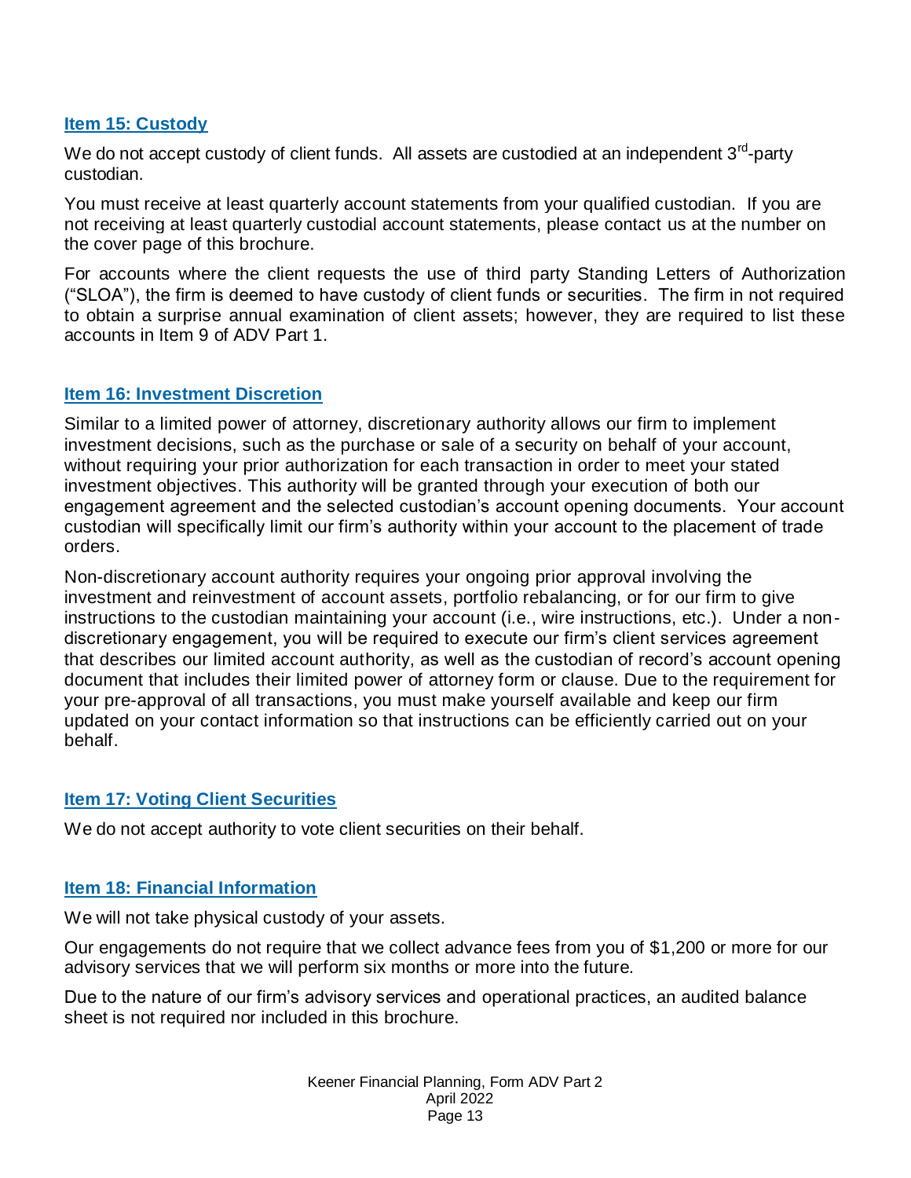## Item 15: Custody

We do not accept custody of client funds. All assets are custodied at an independent 3rd-party custodian.

You must receive at least quarterly account statements from your qualified custodian. If you are not receiving at least quarterly custodial account statements, please contact us at the number on the cover page of this brochure.

For accounts where the client requests the use of third party Standing Letters of Authorization ("SLOA"), the firm is deemed to have custody of client funds or securities. The firm in not required to obtain a surprise annual examination of client assets; however, they are required to list these accounts in Item 9 of ADV Part 1.

## Item 16: Investment Discretion

Similar to a limited power of attorney, discretionary authority allows our firm to implement investment decisions, such as the purchase or sale of a security on behalf of your account, without requiring your prior authorization for each transaction in order to meet your stated investment objectives. This authority will be granted through your execution of both our engagement agreement and the selected custodian's account opening documents. Your account custodian will specifically limit our firm's authority within your account to the placement of trade orders.

Non-discretionary account authority requires your ongoing prior approval involving the investment and reinvestment of account assets, portfolio rebalancing, or for our firm to give instructions to the custodian maintaining your account (i.e., wire instructions, etc.). Under a non-discretionary engagement, you will be required to execute our firm's client services agreement that describes our limited account authority, as well as the custodian of record's account opening document that includes their limited power of attorney form or clause. Due to the requirement for your pre-approval of all transactions, you must make yourself available and keep our firm updated on your contact information so that instructions can be efficiently carried out on your behalf.

## Item 17: Voting Client Securities

We do not accept authority to vote client securities on their behalf.

## Item 18: Financial Information

We will not take physical custody of your assets.

Our engagements do not require that we collect advance fees from you of $1,200 or more for our advisory services that we will perform six months or more into the future.

Due to the nature of our firm's advisory services and operational practices, an audited balance sheet is not required nor included in this brochure.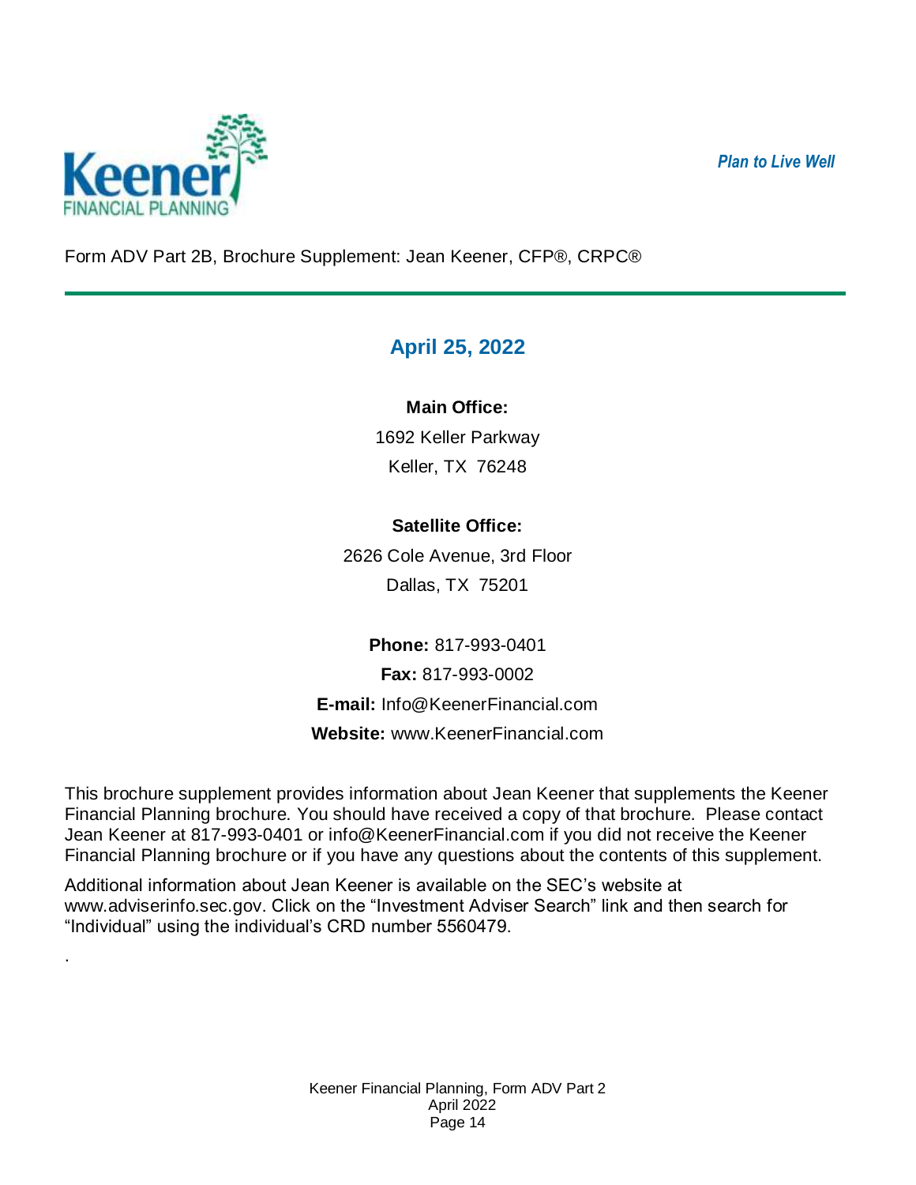*Plan to Live Well*

Form ADV Part 2B, Brochure Supplement: Jean Keener, CFP®, CRPC®

## April 25, 2022

**Main Office:**

1692 Keller Parkway

Keller, TX 76248

**Satellite Office:**

2626 Cole Avenue, 3rd Floor

Dallas, TX 75201

**Phone:** 817-993-0401

**Fax:** 817-993-0002

**E-mail:** Info@KeenerFinancial.com

**Website:** www.KeenerFinancial.com

This brochure supplement provides information about Jean Keener that supplements the Keener Financial Planning brochure. You should have received a copy of that brochure. Please contact Jean Keener at 817-993-0401 or info@KeenerFinancial.com if you did not receive the Keener Financial Planning brochure or if you have any questions about the contents of this supplement.

Additional information about Jean Keener is available on the SEC's website at www.adviserinfo.sec.gov. Click on the "Investment Adviser Search" link and then search for "Individual" using the individual's CRD number 5560479.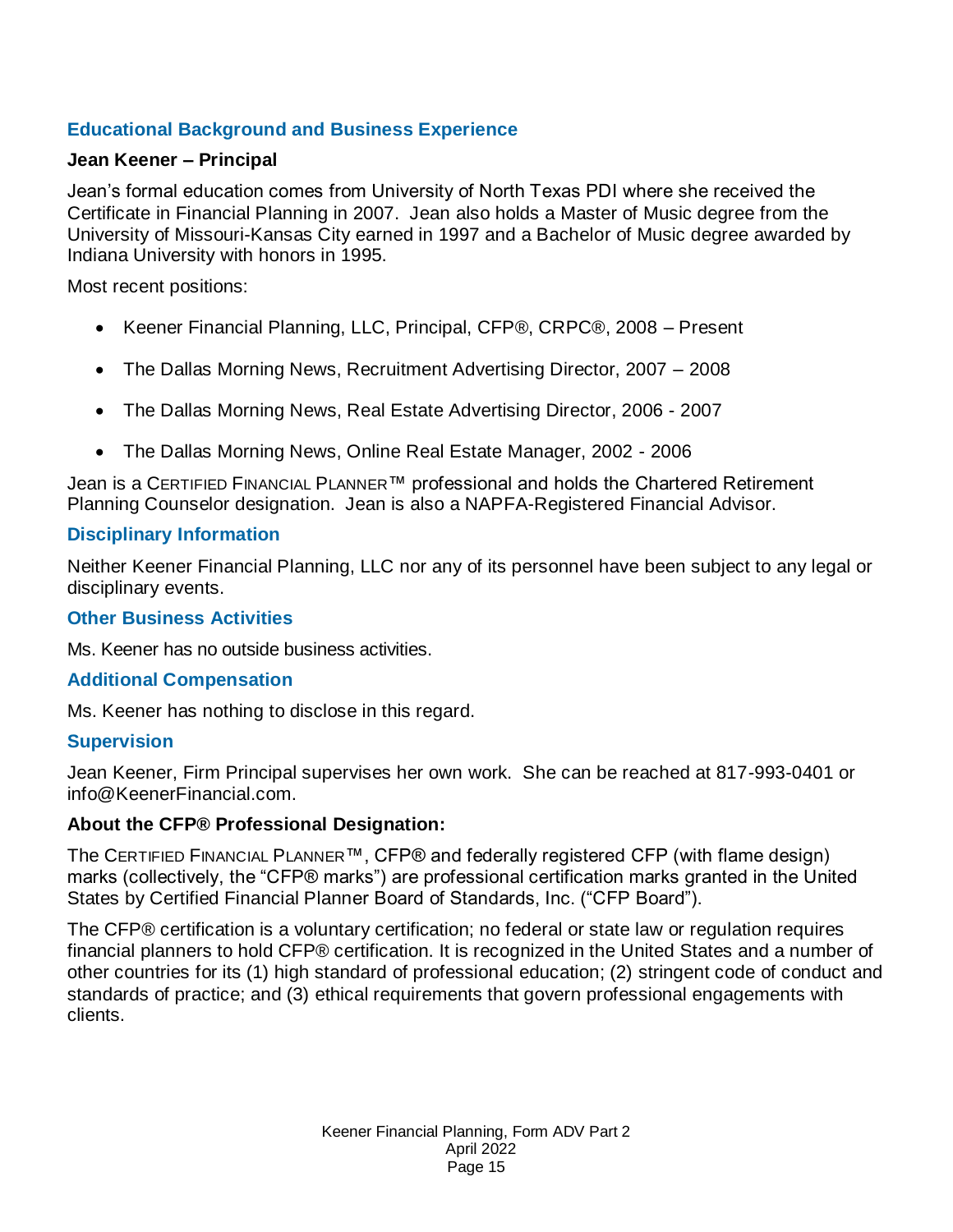## Educational Background and Business Experience

**Jean Keener – Principal**

Jean's formal education comes from University of North Texas PDI where she received the Certificate in Financial Planning in 2007. Jean also holds a Master of Music degree from the University of Missouri-Kansas City earned in 1997 and a Bachelor of Music degree awarded by Indiana University with honors in 1995.

Most recent positions:

- Keener Financial Planning, LLC, Principal, CFP®, CRPC®, 2008 – Present
- The Dallas Morning News, Recruitment Advertising Director, 2007 – 2008
- The Dallas Morning News, Real Estate Advertising Director, 2006 - 2007
- The Dallas Morning News, Online Real Estate Manager, 2002 - 2006

Jean is a CERTIFIED FINANCIAL PLANNER™ professional and holds the Chartered Retirement Planning Counselor designation. Jean is also a NAPFA-Registered Financial Advisor.

## Disciplinary Information

Neither Keener Financial Planning, LLC nor any of its personnel have been subject to any legal or disciplinary events.

## Other Business Activities

Ms. Keener has no outside business activities.

## Additional Compensation

Ms. Keener has nothing to disclose in this regard.

## Supervision

Jean Keener, Firm Principal supervises her own work. She can be reached at 817-993-0401 or info@KeenerFinancial.com.

**About the CFP® Professional Designation:**

The CERTIFIED FINANCIAL PLANNER™, CFP® and federally registered CFP (with flame design) marks (collectively, the "CFP® marks") are professional certification marks granted in the United States by Certified Financial Planner Board of Standards, Inc. ("CFP Board").

The CFP® certification is a voluntary certification; no federal or state law or regulation requires financial planners to hold CFP® certification. It is recognized in the United States and a number of other countries for its (1) high standard of professional education; (2) stringent code of conduct and standards of practice; and (3) ethical requirements that govern professional engagements with clients.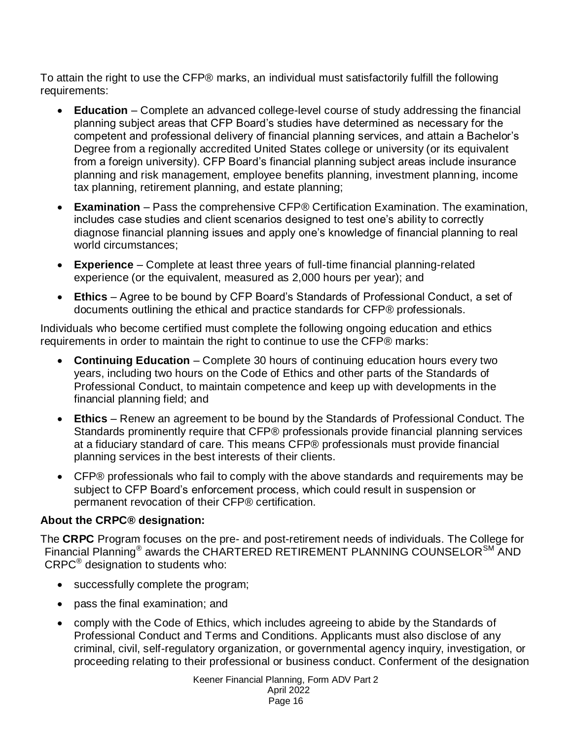To attain the right to use the CFP® marks, an individual must satisfactorily fulfill the following requirements:

- **Education** – Complete an advanced college-level course of study addressing the financial planning subject areas that CFP Board's studies have determined as necessary for the competent and professional delivery of financial planning services, and attain a Bachelor's Degree from a regionally accredited United States college or university (or its equivalent from a foreign university). CFP Board's financial planning subject areas include insurance planning and risk management, employee benefits planning, investment planning, income tax planning, retirement planning, and estate planning;
- **Examination** – Pass the comprehensive CFP® Certification Examination. The examination, includes case studies and client scenarios designed to test one's ability to correctly diagnose financial planning issues and apply one's knowledge of financial planning to real world circumstances;
- **Experience** – Complete at least three years of full-time financial planning-related experience (or the equivalent, measured as 2,000 hours per year); and
- **Ethics** – Agree to be bound by CFP Board's Standards of Professional Conduct, a set of documents outlining the ethical and practice standards for CFP® professionals.

Individuals who become certified must complete the following ongoing education and ethics requirements in order to maintain the right to continue to use the CFP® marks:

- **Continuing Education** – Complete 30 hours of continuing education hours every two years, including two hours on the Code of Ethics and other parts of the Standards of Professional Conduct, to maintain competence and keep up with developments in the financial planning field; and
- **Ethics** – Renew an agreement to be bound by the Standards of Professional Conduct. The Standards prominently require that CFP® professionals provide financial planning services at a fiduciary standard of care. This means CFP® professionals must provide financial planning services in the best interests of their clients.
- CFP® professionals who fail to comply with the above standards and requirements may be subject to CFP Board's enforcement process, which could result in suspension or permanent revocation of their CFP® certification.

**About the CRPC® designation:**

The **CRPC** Program focuses on the pre- and post-retirement needs of individuals. The College for Financial Planning® awards the CHARTERED RETIREMENT PLANNING COUNSELOR℠ AND CRPC® designation to students who:

- successfully complete the program;
- pass the final examination; and
- comply with the Code of Ethics, which includes agreeing to abide by the Standards of Professional Conduct and Terms and Conditions. Applicants must also disclose of any criminal, civil, self-regulatory organization, or governmental agency inquiry, investigation, or proceeding relating to their professional or business conduct. Conferment of the designation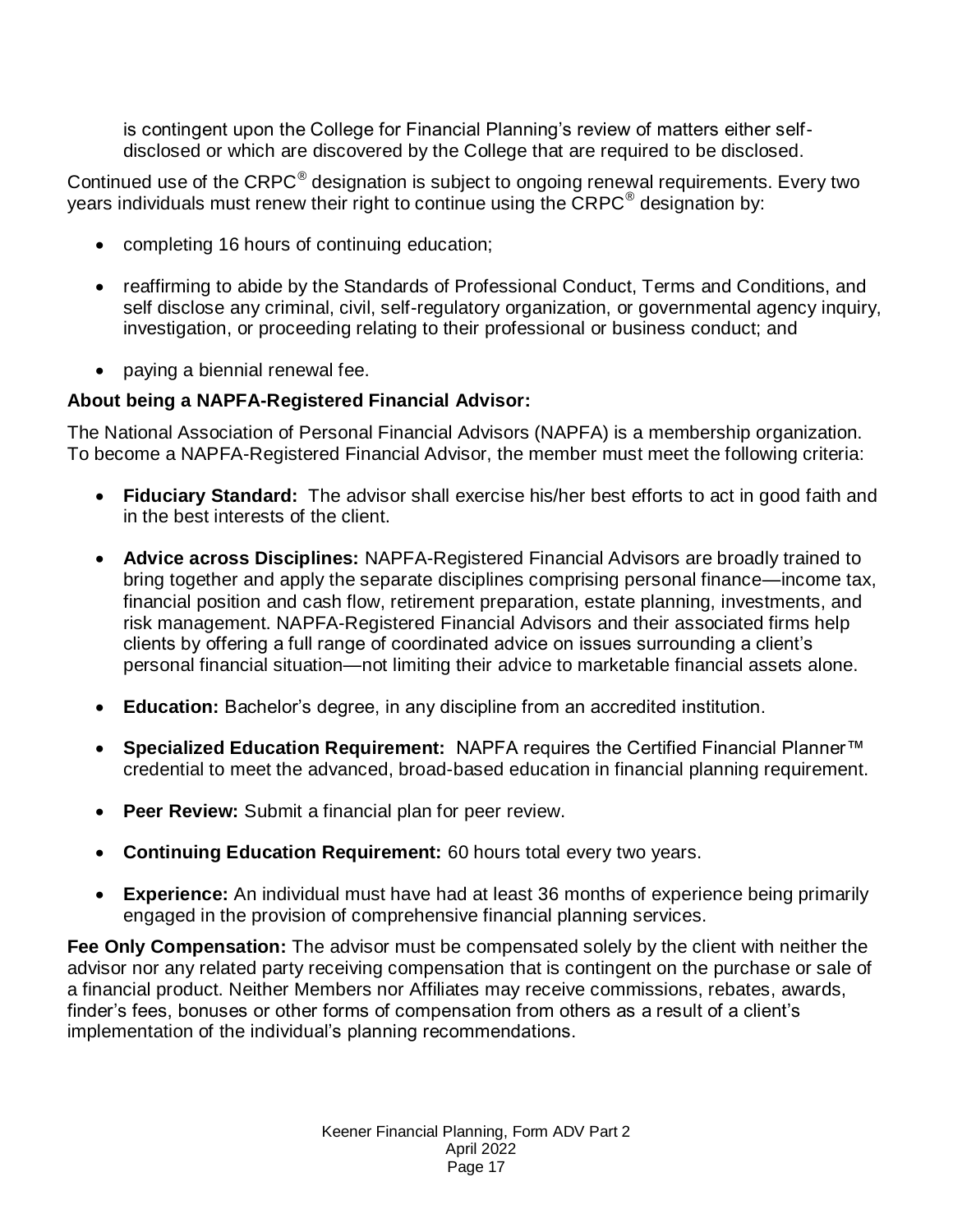is contingent upon the College for Financial Planning's review of matters either self-disclosed or which are discovered by the College that are required to be disclosed.

Continued use of the CRPC® designation is subject to ongoing renewal requirements. Every two years individuals must renew their right to continue using the CRPC® designation by:

- completing 16 hours of continuing education;
- reaffirming to abide by the Standards of Professional Conduct, Terms and Conditions, and self disclose any criminal, civil, self-regulatory organization, or governmental agency inquiry, investigation, or proceeding relating to their professional or business conduct; and
- paying a biennial renewal fee.

**About being a NAPFA-Registered Financial Advisor:**

The National Association of Personal Financial Advisors (NAPFA) is a membership organization. To become a NAPFA-Registered Financial Advisor, the member must meet the following criteria:

- **Fiduciary Standard:** The advisor shall exercise his/her best efforts to act in good faith and in the best interests of the client.
- **Advice across Disciplines:** NAPFA-Registered Financial Advisors are broadly trained to bring together and apply the separate disciplines comprising personal finance—income tax, financial position and cash flow, retirement preparation, estate planning, investments, and risk management. NAPFA-Registered Financial Advisors and their associated firms help clients by offering a full range of coordinated advice on issues surrounding a client's personal financial situation—not limiting their advice to marketable financial assets alone.
- **Education:** Bachelor's degree, in any discipline from an accredited institution.
- **Specialized Education Requirement:** NAPFA requires the Certified Financial Planner™ credential to meet the advanced, broad-based education in financial planning requirement.
- **Peer Review:** Submit a financial plan for peer review.
- **Continuing Education Requirement:** 60 hours total every two years.
- **Experience:** An individual must have had at least 36 months of experience being primarily engaged in the provision of comprehensive financial planning services.

**Fee Only Compensation:** The advisor must be compensated solely by the client with neither the advisor nor any related party receiving compensation that is contingent on the purchase or sale of a financial product. Neither Members nor Affiliates may receive commissions, rebates, awards, finder's fees, bonuses or other forms of compensation from others as a result of a client's implementation of the individual's planning recommendations.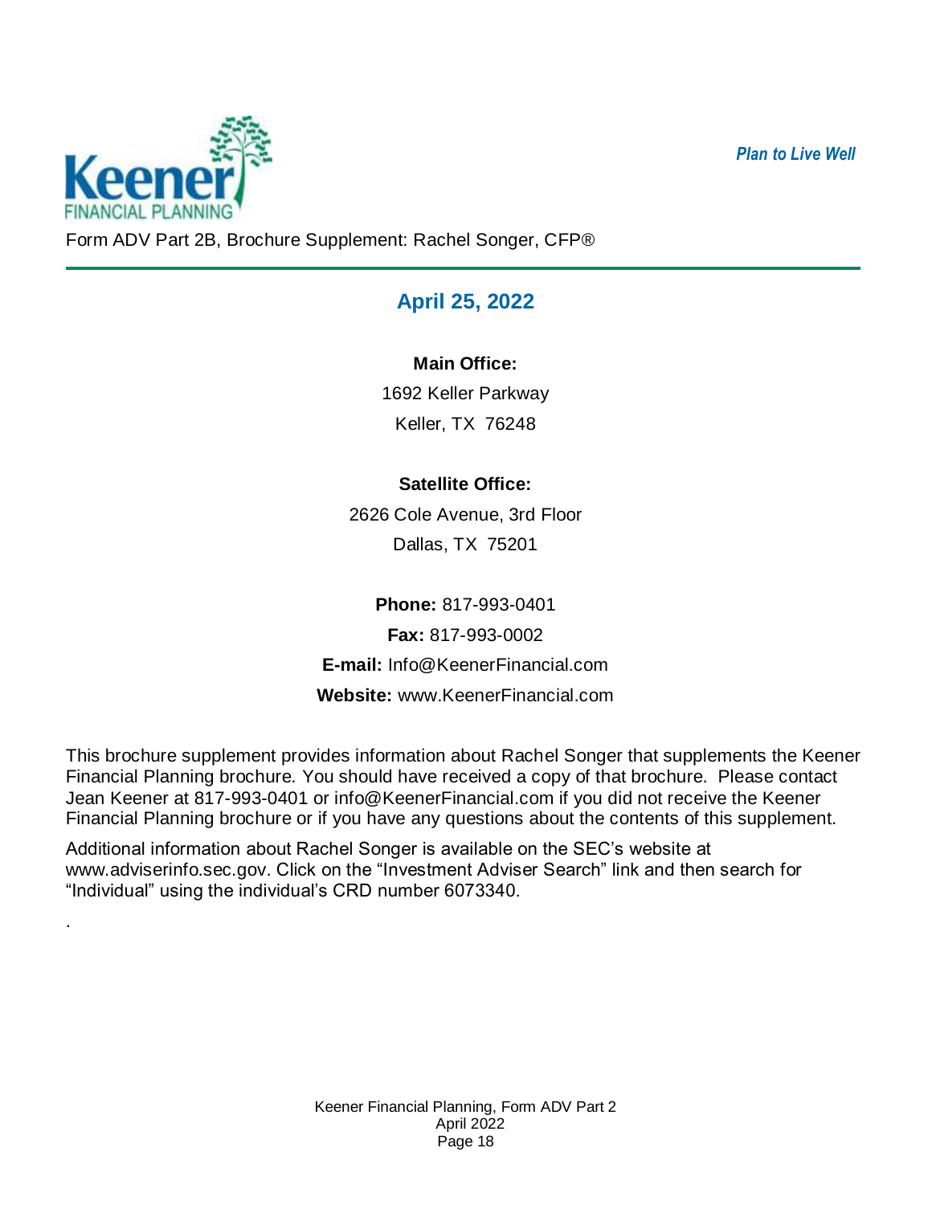Keener FINANCIAL PLANNING

*Plan to Live Well*

Form ADV Part 2B, Brochure Supplement: Rachel Songer, CFP®

## April 25, 2022

**Main Office:**

1692 Keller Parkway

Keller, TX 76248

**Satellite Office:**

2626 Cole Avenue, 3rd Floor

Dallas, TX 75201

**Phone:** 817-993-0401

**Fax:** 817-993-0002

**E-mail:** Info@KeenerFinancial.com

**Website:** www.KeenerFinancial.com

This brochure supplement provides information about Rachel Songer that supplements the Keener Financial Planning brochure. You should have received a copy of that brochure. Please contact Jean Keener at 817-993-0401 or info@KeenerFinancial.com if you did not receive the Keener Financial Planning brochure or if you have any questions about the contents of this supplement.

Additional information about Rachel Songer is available on the SEC's website at www.adviserinfo.sec.gov. Click on the "Investment Adviser Search" link and then search for "Individual" using the individual's CRD number 6073340.

.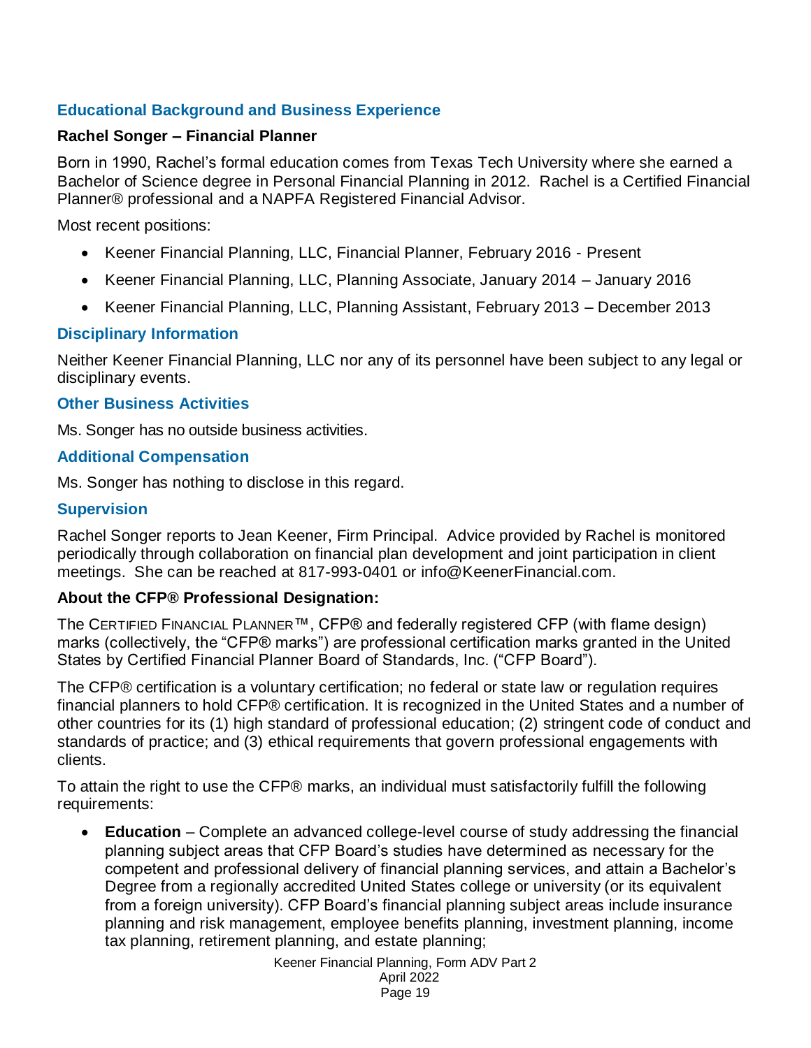## Educational Background and Business Experience

**Rachel Songer – Financial Planner**

Born in 1990, Rachel's formal education comes from Texas Tech University where she earned a Bachelor of Science degree in Personal Financial Planning in 2012. Rachel is a Certified Financial Planner® professional and a NAPFA Registered Financial Advisor.

Most recent positions:

- Keener Financial Planning, LLC, Financial Planner, February 2016 - Present
- Keener Financial Planning, LLC, Planning Associate, January 2014 – January 2016
- Keener Financial Planning, LLC, Planning Assistant, February 2013 – December 2013

## Disciplinary Information

Neither Keener Financial Planning, LLC nor any of its personnel have been subject to any legal or disciplinary events.

## Other Business Activities

Ms. Songer has no outside business activities.

## Additional Compensation

Ms. Songer has nothing to disclose in this regard.

## Supervision

Rachel Songer reports to Jean Keener, Firm Principal. Advice provided by Rachel is monitored periodically through collaboration on financial plan development and joint participation in client meetings. She can be reached at 817-993-0401 or info@KeenerFinancial.com.

**About the CFP® Professional Designation:**

The CERTIFIED FINANCIAL PLANNER™, CFP® and federally registered CFP (with flame design) marks (collectively, the "CFP® marks") are professional certification marks granted in the United States by Certified Financial Planner Board of Standards, Inc. ("CFP Board").

The CFP® certification is a voluntary certification; no federal or state law or regulation requires financial planners to hold CFP® certification. It is recognized in the United States and a number of other countries for its (1) high standard of professional education; (2) stringent code of conduct and standards of practice; and (3) ethical requirements that govern professional engagements with clients.

To attain the right to use the CFP® marks, an individual must satisfactorily fulfill the following requirements:

- **Education** – Complete an advanced college-level course of study addressing the financial planning subject areas that CFP Board's studies have determined as necessary for the competent and professional delivery of financial planning services, and attain a Bachelor's Degree from a regionally accredited United States college or university (or its equivalent from a foreign university). CFP Board's financial planning subject areas include insurance planning and risk management, employee benefits planning, investment planning, income tax planning, retirement planning, and estate planning;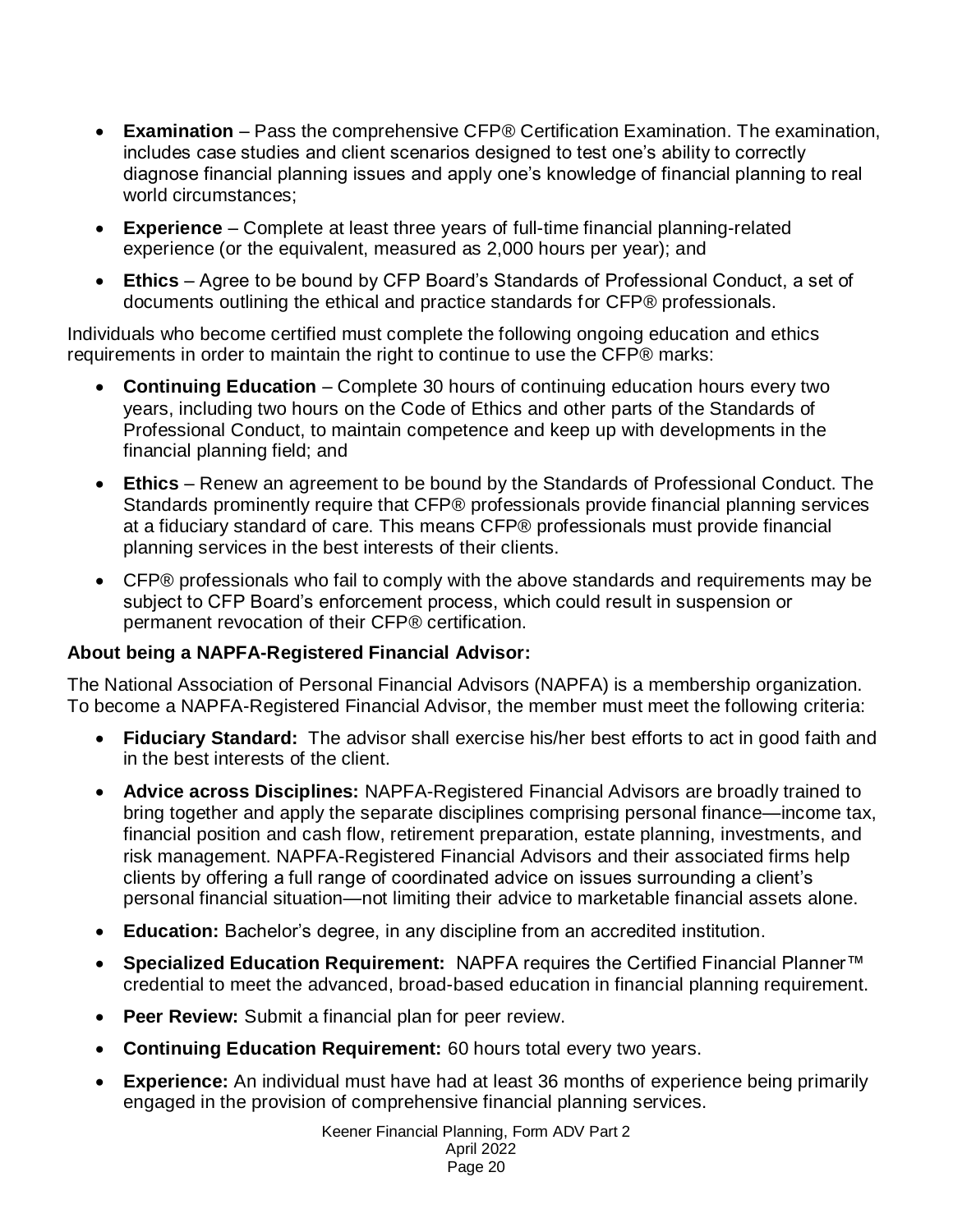- **Examination** – Pass the comprehensive CFP® Certification Examination. The examination, includes case studies and client scenarios designed to test one's ability to correctly diagnose financial planning issues and apply one's knowledge of financial planning to real world circumstances;
- **Experience** – Complete at least three years of full-time financial planning-related experience (or the equivalent, measured as 2,000 hours per year); and
- **Ethics** – Agree to be bound by CFP Board's Standards of Professional Conduct, a set of documents outlining the ethical and practice standards for CFP® professionals.

Individuals who become certified must complete the following ongoing education and ethics requirements in order to maintain the right to continue to use the CFP® marks:

- **Continuing Education** – Complete 30 hours of continuing education hours every two years, including two hours on the Code of Ethics and other parts of the Standards of Professional Conduct, to maintain competence and keep up with developments in the financial planning field; and
- **Ethics** – Renew an agreement to be bound by the Standards of Professional Conduct. The Standards prominently require that CFP® professionals provide financial planning services at a fiduciary standard of care. This means CFP® professionals must provide financial planning services in the best interests of their clients.
- CFP® professionals who fail to comply with the above standards and requirements may be subject to CFP Board's enforcement process, which could result in suspension or permanent revocation of their CFP® certification.

**About being a NAPFA-Registered Financial Advisor:**

The National Association of Personal Financial Advisors (NAPFA) is a membership organization. To become a NAPFA-Registered Financial Advisor, the member must meet the following criteria:

- **Fiduciary Standard:** The advisor shall exercise his/her best efforts to act in good faith and in the best interests of the client.
- **Advice across Disciplines:** NAPFA-Registered Financial Advisors are broadly trained to bring together and apply the separate disciplines comprising personal finance—income tax, financial position and cash flow, retirement preparation, estate planning, investments, and risk management. NAPFA-Registered Financial Advisors and their associated firms help clients by offering a full range of coordinated advice on issues surrounding a client's personal financial situation—not limiting their advice to marketable financial assets alone.
- **Education:** Bachelor's degree, in any discipline from an accredited institution.
- **Specialized Education Requirement:** NAPFA requires the Certified Financial Planner™ credential to meet the advanced, broad-based education in financial planning requirement.
- **Peer Review:** Submit a financial plan for peer review.
- **Continuing Education Requirement:** 60 hours total every two years.
- **Experience:** An individual must have had at least 36 months of experience being primarily engaged in the provision of comprehensive financial planning services.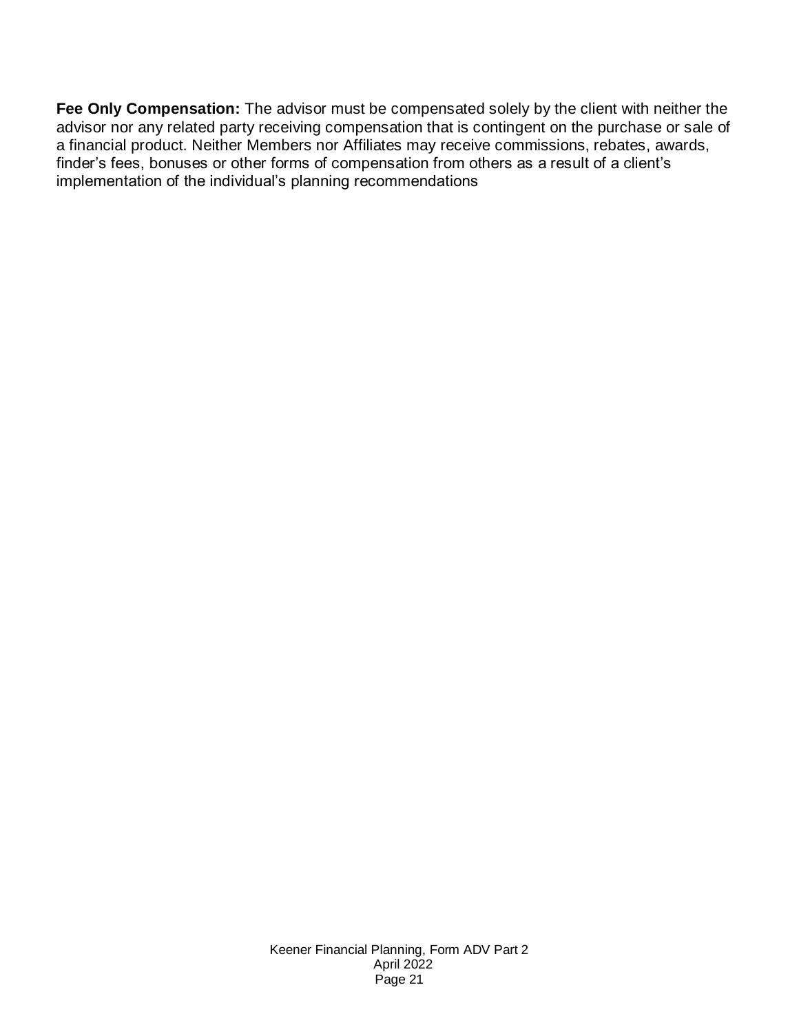**Fee Only Compensation:** The advisor must be compensated solely by the client with neither the advisor nor any related party receiving compensation that is contingent on the purchase or sale of a financial product. Neither Members nor Affiliates may receive commissions, rebates, awards, finder's fees, bonuses or other forms of compensation from others as a result of a client's implementation of the individual's planning recommendations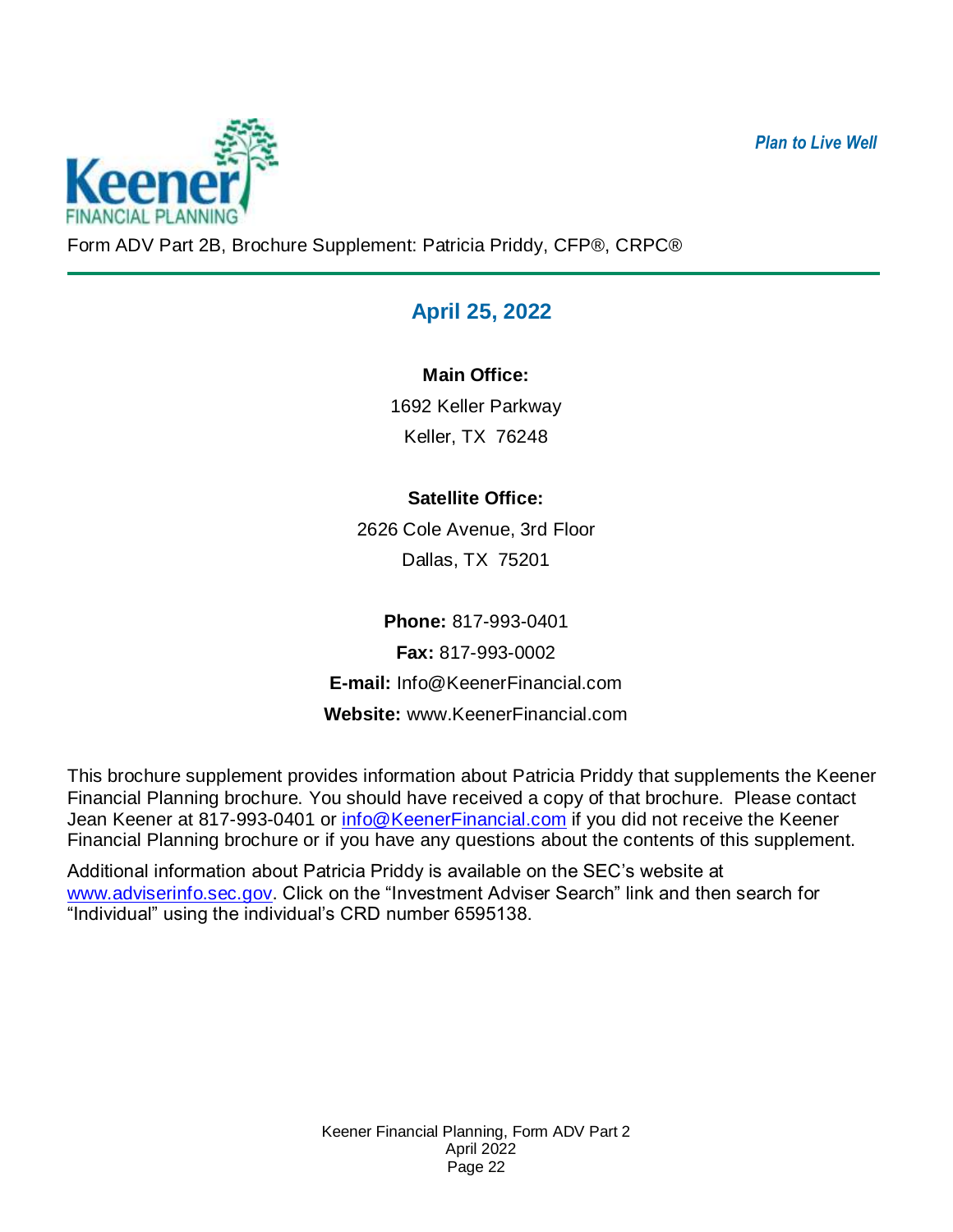*Plan to Live Well*

Form ADV Part 2B, Brochure Supplement: Patricia Priddy, CFP®, CRPC®

## April 25, 2022

**Main Office:**

1692 Keller Parkway

Keller, TX 76248

**Satellite Office:**

2626 Cole Avenue, 3rd Floor

Dallas, TX 75201

**Phone:** 817-993-0401

**Fax:** 817-993-0002

**E-mail:** Info@KeenerFinancial.com

**Website:** www.KeenerFinancial.com

This brochure supplement provides information about Patricia Priddy that supplements the Keener Financial Planning brochure. You should have received a copy of that brochure. Please contact Jean Keener at 817-993-0401 or info@KeenerFinancial.com if you did not receive the Keener Financial Planning brochure or if you have any questions about the contents of this supplement.

Additional information about Patricia Priddy is available on the SEC's website at www.adviserinfo.sec.gov. Click on the "Investment Adviser Search" link and then search for "Individual" using the individual's CRD number 6595138.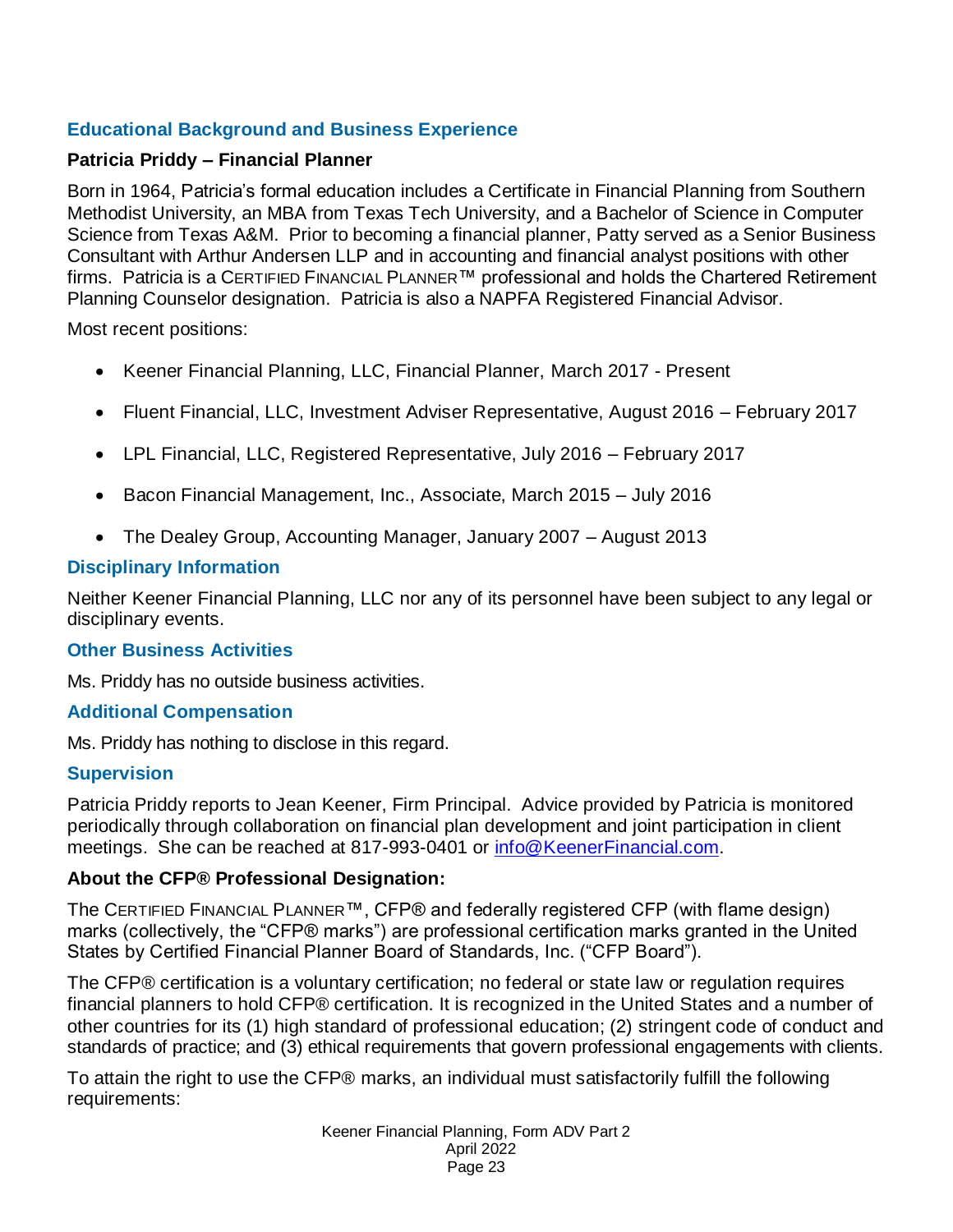## Educational Background and Business Experience

**Patricia Priddy – Financial Planner**

Born in 1964, Patricia's formal education includes a Certificate in Financial Planning from Southern Methodist University, an MBA from Texas Tech University, and a Bachelor of Science in Computer Science from Texas A&M. Prior to becoming a financial planner, Patty served as a Senior Business Consultant with Arthur Andersen LLP and in accounting and financial analyst positions with other firms. Patricia is a CERTIFIED FINANCIAL PLANNER™ professional and holds the Chartered Retirement Planning Counselor designation. Patricia is also a NAPFA Registered Financial Advisor.

Most recent positions:

- Keener Financial Planning, LLC, Financial Planner, March 2017 - Present
- Fluent Financial, LLC, Investment Adviser Representative, August 2016 – February 2017
- LPL Financial, LLC, Registered Representative, July 2016 – February 2017
- Bacon Financial Management, Inc., Associate, March 2015 – July 2016
- The Dealey Group, Accounting Manager, January 2007 – August 2013

## Disciplinary Information

Neither Keener Financial Planning, LLC nor any of its personnel have been subject to any legal or disciplinary events.

## Other Business Activities

Ms. Priddy has no outside business activities.

## Additional Compensation

Ms. Priddy has nothing to disclose in this regard.

## Supervision

Patricia Priddy reports to Jean Keener, Firm Principal. Advice provided by Patricia is monitored periodically through collaboration on financial plan development and joint participation in client meetings. She can be reached at 817-993-0401 or info@KeenerFinancial.com.

**About the CFP® Professional Designation:**

The CERTIFIED FINANCIAL PLANNER™, CFP® and federally registered CFP (with flame design) marks (collectively, the "CFP® marks") are professional certification marks granted in the United States by Certified Financial Planner Board of Standards, Inc. ("CFP Board").

The CFP® certification is a voluntary certification; no federal or state law or regulation requires financial planners to hold CFP® certification. It is recognized in the United States and a number of other countries for its (1) high standard of professional education; (2) stringent code of conduct and standards of practice; and (3) ethical requirements that govern professional engagements with clients.

To attain the right to use the CFP® marks, an individual must satisfactorily fulfill the following requirements: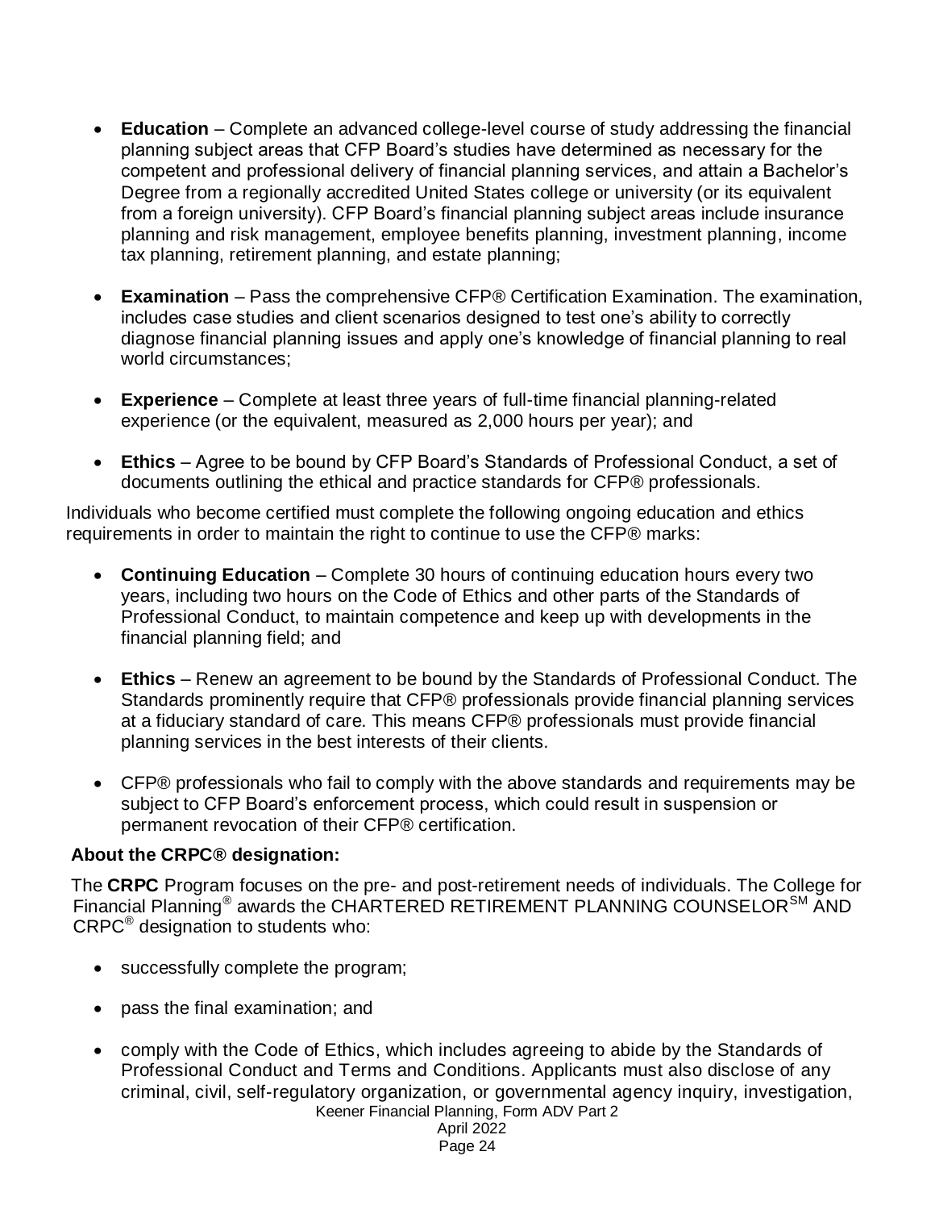- **Education** – Complete an advanced college-level course of study addressing the financial planning subject areas that CFP Board's studies have determined as necessary for the competent and professional delivery of financial planning services, and attain a Bachelor's Degree from a regionally accredited United States college or university (or its equivalent from a foreign university). CFP Board's financial planning subject areas include insurance planning and risk management, employee benefits planning, investment planning, income tax planning, retirement planning, and estate planning;

- **Examination** – Pass the comprehensive CFP® Certification Examination. The examination, includes case studies and client scenarios designed to test one's ability to correctly diagnose financial planning issues and apply one's knowledge of financial planning to real world circumstances;

- **Experience** – Complete at least three years of full-time financial planning-related experience (or the equivalent, measured as 2,000 hours per year); and

- **Ethics** – Agree to be bound by CFP Board's Standards of Professional Conduct, a set of documents outlining the ethical and practice standards for CFP® professionals.

Individuals who become certified must complete the following ongoing education and ethics requirements in order to maintain the right to continue to use the CFP® marks:

- **Continuing Education** – Complete 30 hours of continuing education hours every two years, including two hours on the Code of Ethics and other parts of the Standards of Professional Conduct, to maintain competence and keep up with developments in the financial planning field; and

- **Ethics** – Renew an agreement to be bound by the Standards of Professional Conduct. The Standards prominently require that CFP® professionals provide financial planning services at a fiduciary standard of care. This means CFP® professionals must provide financial planning services in the best interests of their clients.

- CFP® professionals who fail to comply with the above standards and requirements may be subject to CFP Board's enforcement process, which could result in suspension or permanent revocation of their CFP® certification.

**About the CRPC® designation:**

The **CRPC** Program focuses on the pre- and post-retirement needs of individuals. The College for Financial Planning® awards the CHARTERED RETIREMENT PLANNING COUNSELOR℠ AND CRPC® designation to students who:

- successfully complete the program;

- pass the final examination; and

- comply with the Code of Ethics, which includes agreeing to abide by the Standards of Professional Conduct and Terms and Conditions. Applicants must also disclose of any criminal, civil, self-regulatory organization, or governmental agency inquiry, investigation,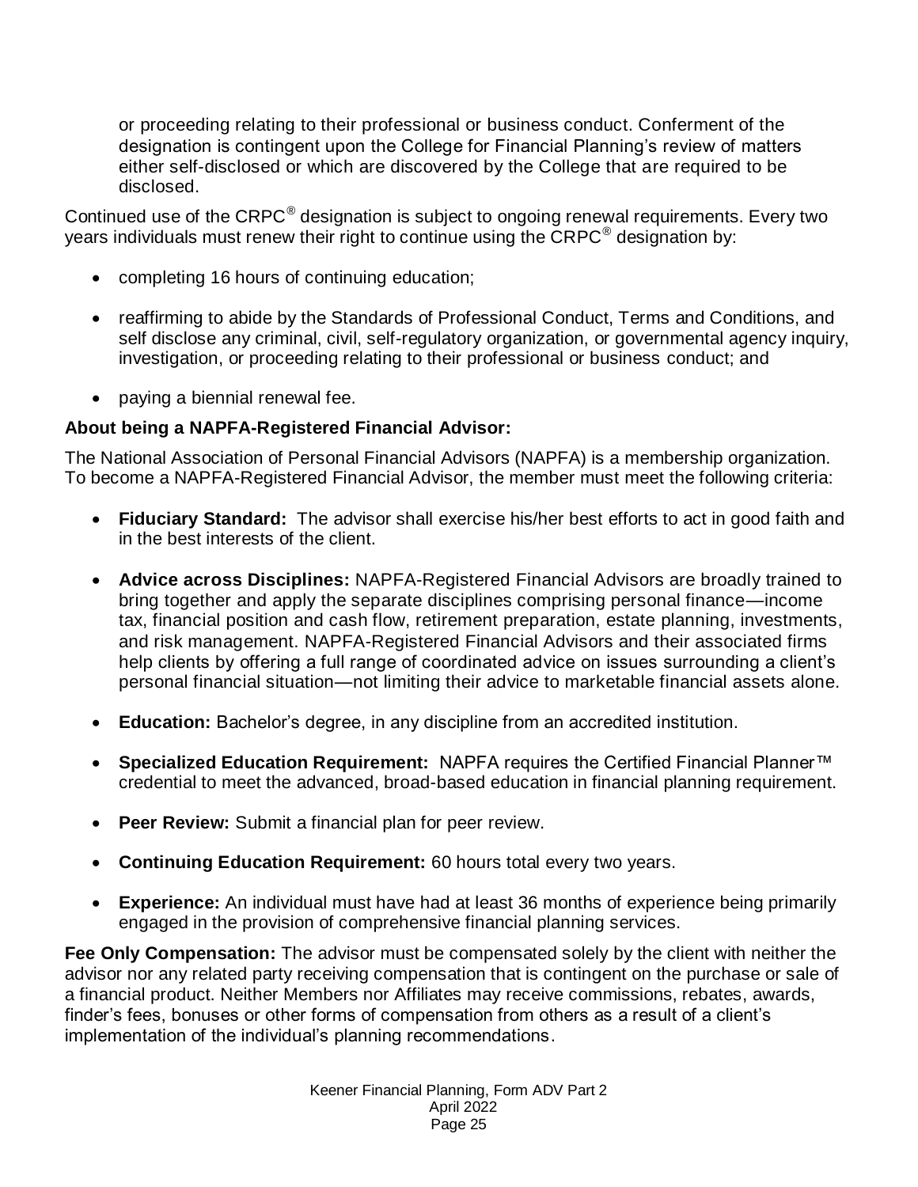or proceeding relating to their professional or business conduct. Conferment of the designation is contingent upon the College for Financial Planning's review of matters either self-disclosed or which are discovered by the College that are required to be disclosed.

Continued use of the CRPC® designation is subject to ongoing renewal requirements. Every two years individuals must renew their right to continue using the CRPC® designation by:

- completing 16 hours of continuing education;
- reaffirming to abide by the Standards of Professional Conduct, Terms and Conditions, and self disclose any criminal, civil, self-regulatory organization, or governmental agency inquiry, investigation, or proceeding relating to their professional or business conduct; and
- paying a biennial renewal fee.

**About being a NAPFA-Registered Financial Advisor:**

The National Association of Personal Financial Advisors (NAPFA) is a membership organization. To become a NAPFA-Registered Financial Advisor, the member must meet the following criteria:

- **Fiduciary Standard:** The advisor shall exercise his/her best efforts to act in good faith and in the best interests of the client.
- **Advice across Disciplines:** NAPFA-Registered Financial Advisors are broadly trained to bring together and apply the separate disciplines comprising personal finance—income tax, financial position and cash flow, retirement preparation, estate planning, investments, and risk management. NAPFA-Registered Financial Advisors and their associated firms help clients by offering a full range of coordinated advice on issues surrounding a client's personal financial situation—not limiting their advice to marketable financial assets alone.
- **Education:** Bachelor's degree, in any discipline from an accredited institution.
- **Specialized Education Requirement:** NAPFA requires the Certified Financial Planner™ credential to meet the advanced, broad-based education in financial planning requirement.
- **Peer Review:** Submit a financial plan for peer review.
- **Continuing Education Requirement:** 60 hours total every two years.
- **Experience:** An individual must have had at least 36 months of experience being primarily engaged in the provision of comprehensive financial planning services.

**Fee Only Compensation:** The advisor must be compensated solely by the client with neither the advisor nor any related party receiving compensation that is contingent on the purchase or sale of a financial product. Neither Members nor Affiliates may receive commissions, rebates, awards, finder's fees, bonuses or other forms of compensation from others as a result of a client's implementation of the individual's planning recommendations.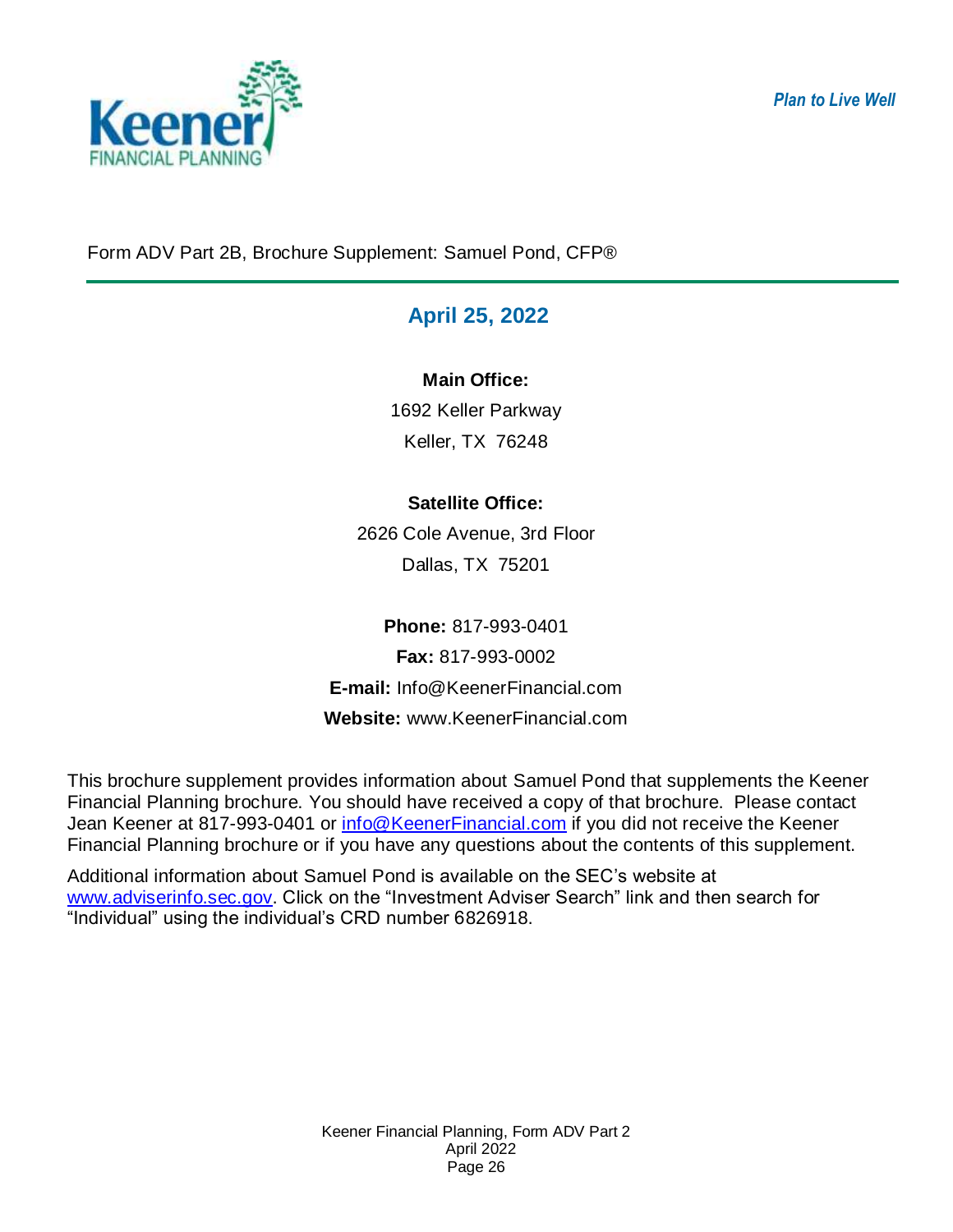*Plan to Live Well*

Form ADV Part 2B, Brochure Supplement: Samuel Pond, CFP®

## April 25, 2022

**Main Office:**

1692 Keller Parkway

Keller, TX 76248

**Satellite Office:**

2626 Cole Avenue, 3rd Floor

Dallas, TX 75201

**Phone:** 817-993-0401

**Fax:** 817-993-0002

**E-mail:** Info@KeenerFinancial.com

**Website:** www.KeenerFinancial.com

This brochure supplement provides information about Samuel Pond that supplements the Keener Financial Planning brochure. You should have received a copy of that brochure. Please contact Jean Keener at 817-993-0401 or info@KeenerFinancial.com if you did not receive the Keener Financial Planning brochure or if you have any questions about the contents of this supplement.

Additional information about Samuel Pond is available on the SEC's website at www.adviserinfo.sec.gov. Click on the "Investment Adviser Search" link and then search for "Individual" using the individual's CRD number 6826918.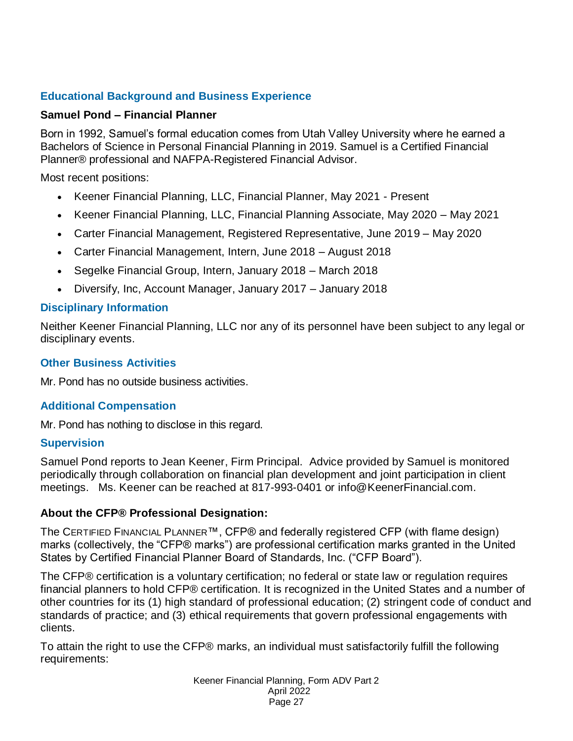## Educational Background and Business Experience

**Samuel Pond – Financial Planner**

Born in 1992, Samuel's formal education comes from Utah Valley University where he earned a Bachelors of Science in Personal Financial Planning in 2019. Samuel is a Certified Financial Planner® professional and NAFPA-Registered Financial Advisor.

Most recent positions:

- Keener Financial Planning, LLC, Financial Planner, May 2021 - Present
- Keener Financial Planning, LLC, Financial Planning Associate, May 2020 – May 2021
- Carter Financial Management, Registered Representative, June 2019 – May 2020
- Carter Financial Management, Intern, June 2018 – August 2018
- Segelke Financial Group, Intern, January 2018 – March 2018
- Diversify, Inc, Account Manager, January 2017 – January 2018

## Disciplinary Information

Neither Keener Financial Planning, LLC nor any of its personnel have been subject to any legal or disciplinary events.

## Other Business Activities

Mr. Pond has no outside business activities.

## Additional Compensation

Mr. Pond has nothing to disclose in this regard.

## Supervision

Samuel Pond reports to Jean Keener, Firm Principal. Advice provided by Samuel is monitored periodically through collaboration on financial plan development and joint participation in client meetings. Ms. Keener can be reached at 817-993-0401 or info@KeenerFinancial.com.

**About the CFP® Professional Designation:**

The CERTIFIED FINANCIAL PLANNER™, CFP® and federally registered CFP (with flame design) marks (collectively, the "CFP® marks") are professional certification marks granted in the United States by Certified Financial Planner Board of Standards, Inc. ("CFP Board").

The CFP® certification is a voluntary certification; no federal or state law or regulation requires financial planners to hold CFP® certification. It is recognized in the United States and a number of other countries for its (1) high standard of professional education; (2) stringent code of conduct and standards of practice; and (3) ethical requirements that govern professional engagements with clients.

To attain the right to use the CFP® marks, an individual must satisfactorily fulfill the following requirements: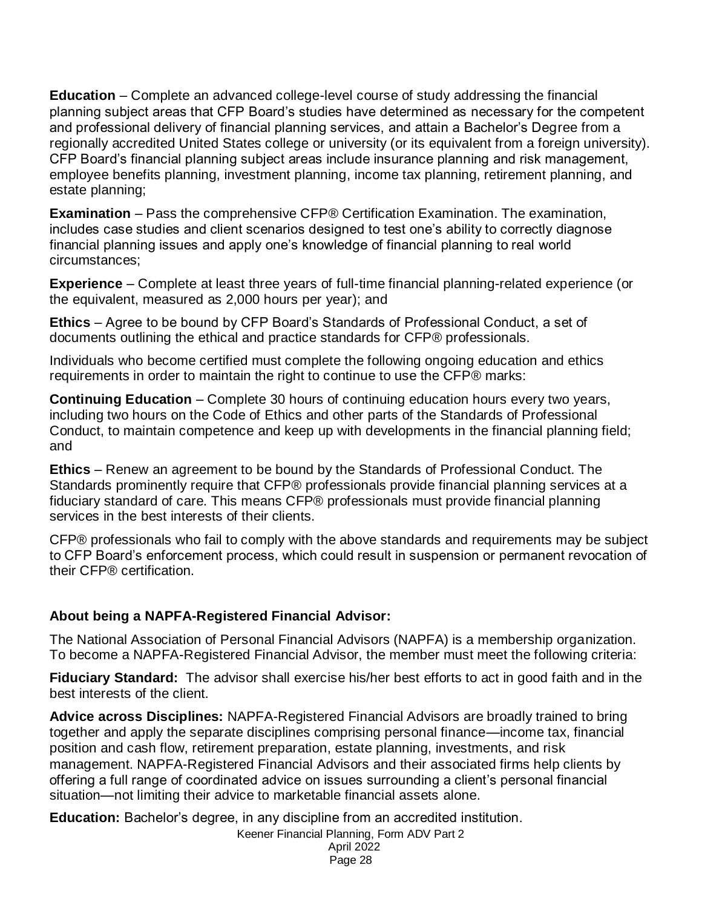**Education** – Complete an advanced college-level course of study addressing the financial planning subject areas that CFP Board's studies have determined as necessary for the competent and professional delivery of financial planning services, and attain a Bachelor's Degree from a regionally accredited United States college or university (or its equivalent from a foreign university). CFP Board's financial planning subject areas include insurance planning and risk management, employee benefits planning, investment planning, income tax planning, retirement planning, and estate planning;

**Examination** – Pass the comprehensive CFP® Certification Examination. The examination, includes case studies and client scenarios designed to test one's ability to correctly diagnose financial planning issues and apply one's knowledge of financial planning to real world circumstances;

**Experience** – Complete at least three years of full-time financial planning-related experience (or the equivalent, measured as 2,000 hours per year); and

**Ethics** – Agree to be bound by CFP Board's Standards of Professional Conduct, a set of documents outlining the ethical and practice standards for CFP® professionals.

Individuals who become certified must complete the following ongoing education and ethics requirements in order to maintain the right to continue to use the CFP® marks:

**Continuing Education** – Complete 30 hours of continuing education hours every two years, including two hours on the Code of Ethics and other parts of the Standards of Professional Conduct, to maintain competence and keep up with developments in the financial planning field; and

**Ethics** – Renew an agreement to be bound by the Standards of Professional Conduct. The Standards prominently require that CFP® professionals provide financial planning services at a fiduciary standard of care. This means CFP® professionals must provide financial planning services in the best interests of their clients.

CFP® professionals who fail to comply with the above standards and requirements may be subject to CFP Board's enforcement process, which could result in suspension or permanent revocation of their CFP® certification.

**About being a NAPFA-Registered Financial Advisor:**

The National Association of Personal Financial Advisors (NAPFA) is a membership organization. To become a NAPFA-Registered Financial Advisor, the member must meet the following criteria:

**Fiduciary Standard:** The advisor shall exercise his/her best efforts to act in good faith and in the best interests of the client.

**Advice across Disciplines:** NAPFA-Registered Financial Advisors are broadly trained to bring together and apply the separate disciplines comprising personal finance—income tax, financial position and cash flow, retirement preparation, estate planning, investments, and risk management. NAPFA-Registered Financial Advisors and their associated firms help clients by offering a full range of coordinated advice on issues surrounding a client's personal financial situation—not limiting their advice to marketable financial assets alone.

**Education:** Bachelor's degree, in any discipline from an accredited institution.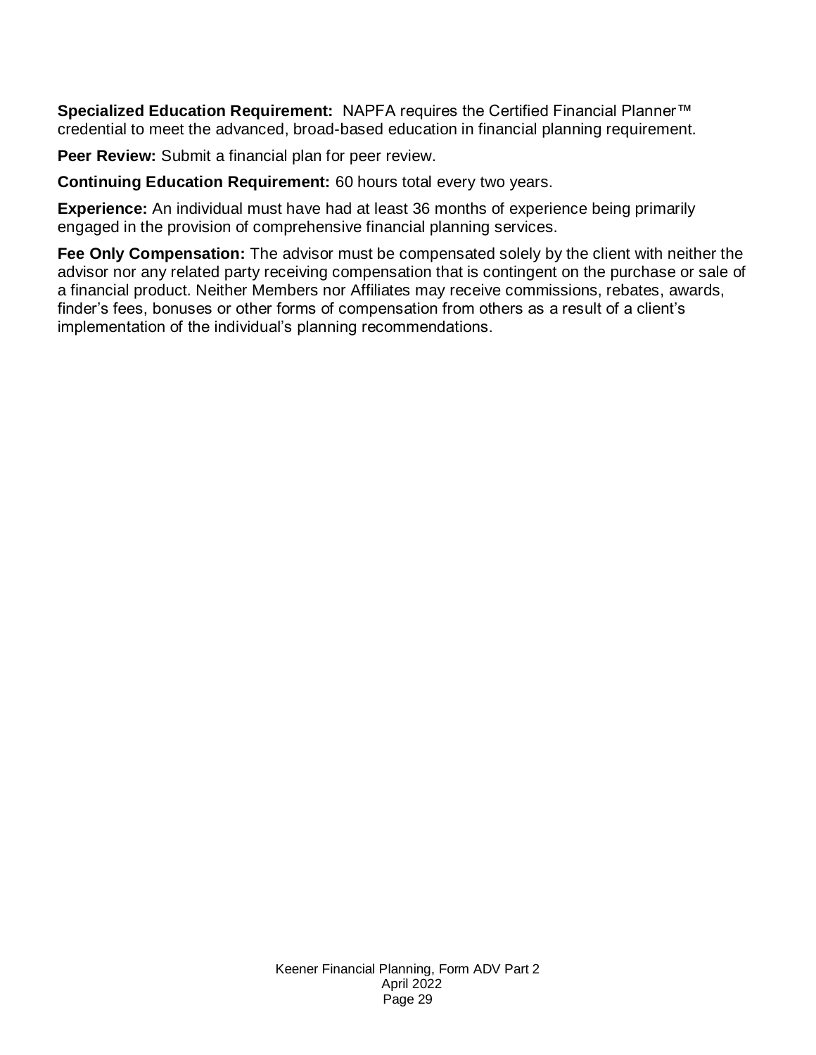**Specialized Education Requirement:** NAPFA requires the Certified Financial Planner™ credential to meet the advanced, broad-based education in financial planning requirement.

**Peer Review:** Submit a financial plan for peer review.

**Continuing Education Requirement:** 60 hours total every two years.

**Experience:** An individual must have had at least 36 months of experience being primarily engaged in the provision of comprehensive financial planning services.

**Fee Only Compensation:** The advisor must be compensated solely by the client with neither the advisor nor any related party receiving compensation that is contingent on the purchase or sale of a financial product. Neither Members nor Affiliates may receive commissions, rebates, awards, finder's fees, bonuses or other forms of compensation from others as a result of a client's implementation of the individual's planning recommendations.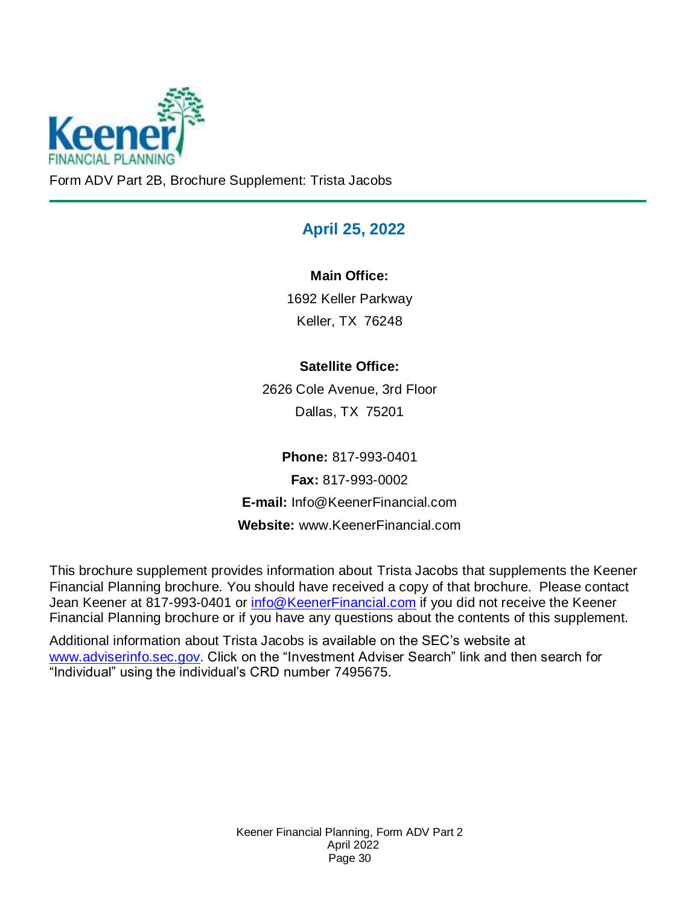Form ADV Part 2B, Brochure Supplement: Trista Jacobs

## April 25, 2022

**Main Office:**

1692 Keller Parkway

Keller, TX 76248

**Satellite Office:**

2626 Cole Avenue, 3rd Floor

Dallas, TX 75201

**Phone:** 817-993-0401

**Fax:** 817-993-0002

**E-mail:** Info@KeenerFinancial.com

**Website:** www.KeenerFinancial.com

This brochure supplement provides information about Trista Jacobs that supplements the Keener Financial Planning brochure. You should have received a copy of that brochure. Please contact Jean Keener at 817-993-0401 or info@KeenerFinancial.com if you did not receive the Keener Financial Planning brochure or if you have any questions about the contents of this supplement.

Additional information about Trista Jacobs is available on the SEC's website at www.adviserinfo.sec.gov. Click on the "Investment Adviser Search" link and then search for "Individual" using the individual's CRD number 7495675.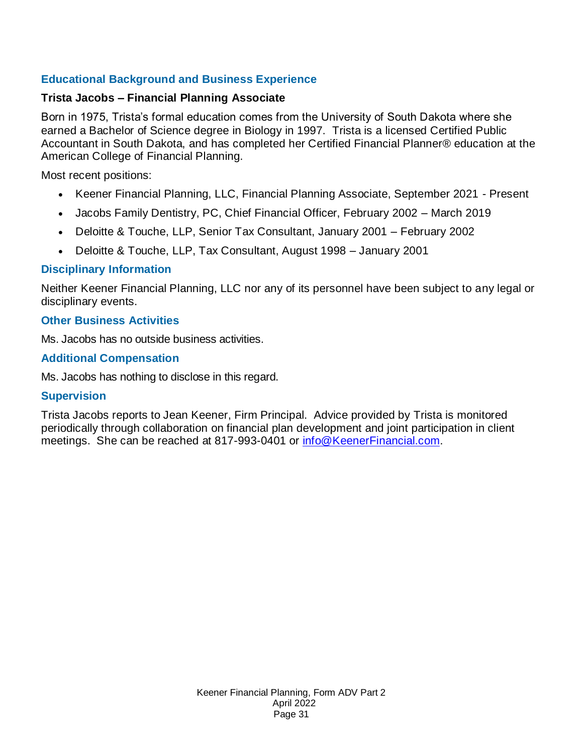## Educational Background and Business Experience

**Trista Jacobs – Financial Planning Associate**

Born in 1975, Trista's formal education comes from the University of South Dakota where she earned a Bachelor of Science degree in Biology in 1997. Trista is a licensed Certified Public Accountant in South Dakota, and has completed her Certified Financial Planner® education at the American College of Financial Planning.

Most recent positions:

- Keener Financial Planning, LLC, Financial Planning Associate, September 2021 - Present
- Jacobs Family Dentistry, PC, Chief Financial Officer, February 2002 – March 2019
- Deloitte & Touche, LLP, Senior Tax Consultant, January 2001 – February 2002
- Deloitte & Touche, LLP, Tax Consultant, August 1998 – January 2001

## Disciplinary Information

Neither Keener Financial Planning, LLC nor any of its personnel have been subject to any legal or disciplinary events.

## Other Business Activities

Ms. Jacobs has no outside business activities.

## Additional Compensation

Ms. Jacobs has nothing to disclose in this regard.

## Supervision

Trista Jacobs reports to Jean Keener, Firm Principal. Advice provided by Trista is monitored periodically through collaboration on financial plan development and joint participation in client meetings. She can be reached at 817-993-0401 or info@KeenerFinancial.com.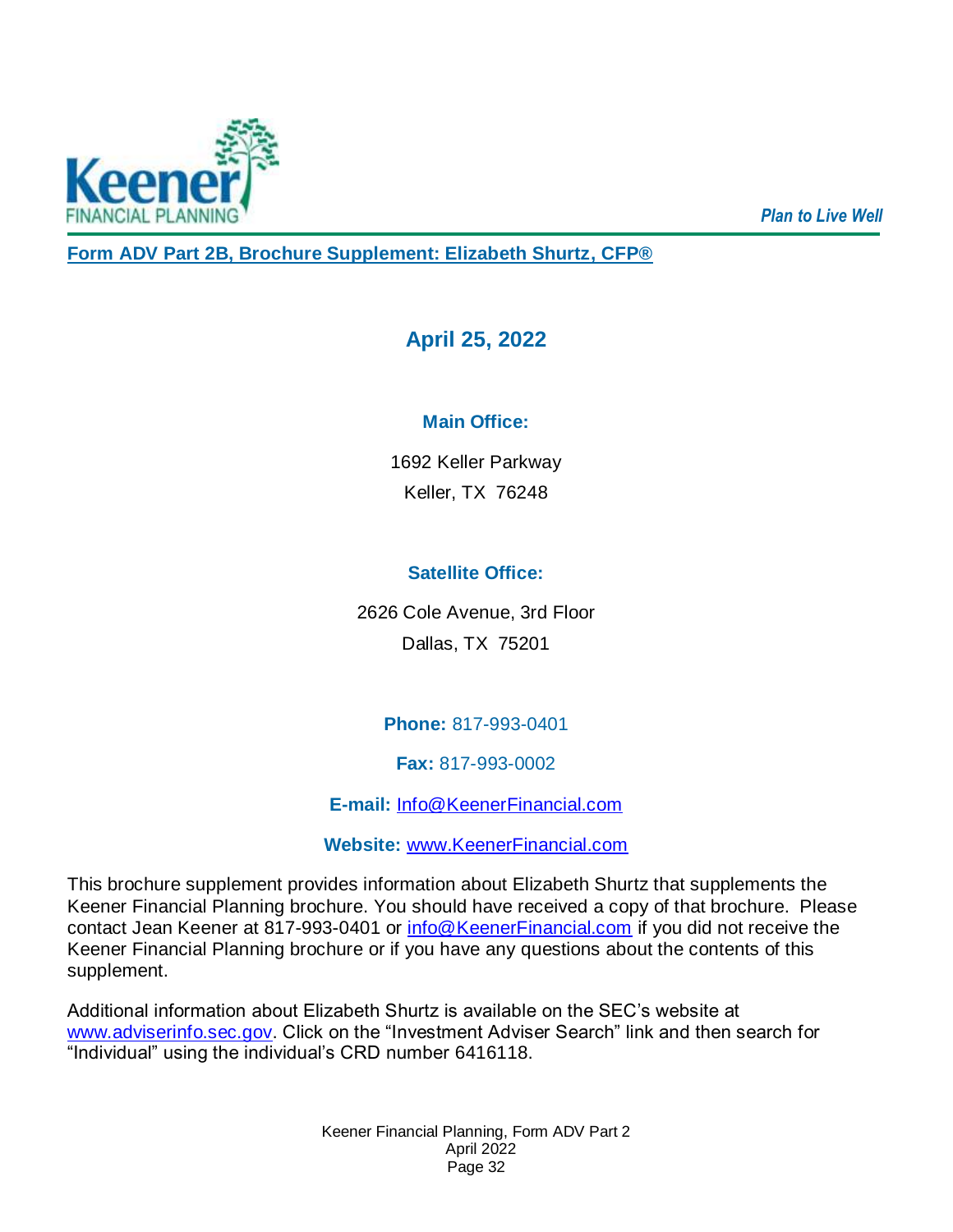Keener FINANCIAL PLANNING

*Plan to Live Well*

## Form ADV Part 2B, Brochure Supplement: Elizabeth Shurtz, CFP®

### April 25, 2022

**Main Office:**

1692 Keller Parkway
Keller, TX 76248

**Satellite Office:**

2626 Cole Avenue, 3rd Floor
Dallas, TX 75201

**Phone:** 817-993-0401

**Fax:** 817-993-0002

**E-mail:** Info@KeenerFinancial.com

**Website:** www.KeenerFinancial.com

This brochure supplement provides information about Elizabeth Shurtz that supplements the Keener Financial Planning brochure. You should have received a copy of that brochure. Please contact Jean Keener at 817-993-0401 or info@KeenerFinancial.com if you did not receive the Keener Financial Planning brochure or if you have any questions about the contents of this supplement.

Additional information about Elizabeth Shurtz is available on the SEC's website at www.adviserinfo.sec.gov. Click on the "Investment Adviser Search" link and then search for "Individual" using the individual's CRD number 6416118.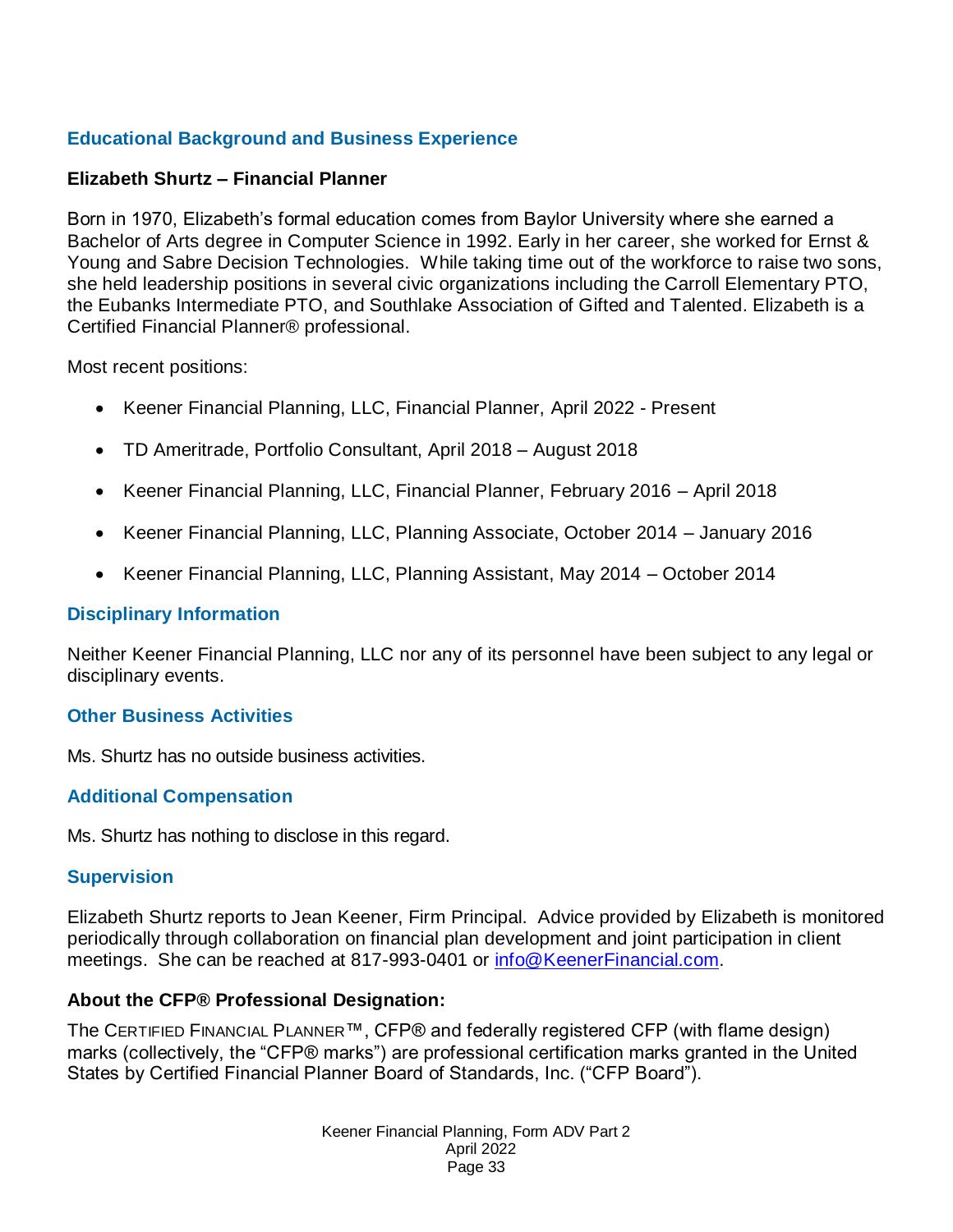## Educational Background and Business Experience

### Elizabeth Shurtz – Financial Planner

Born in 1970, Elizabeth's formal education comes from Baylor University where she earned a Bachelor of Arts degree in Computer Science in 1992. Early in her career, she worked for Ernst & Young and Sabre Decision Technologies. While taking time out of the workforce to raise two sons, she held leadership positions in several civic organizations including the Carroll Elementary PTO, the Eubanks Intermediate PTO, and Southlake Association of Gifted and Talented. Elizabeth is a Certified Financial Planner® professional.

Most recent positions:

- Keener Financial Planning, LLC, Financial Planner, April 2022 - Present
- TD Ameritrade, Portfolio Consultant, April 2018 – August 2018
- Keener Financial Planning, LLC, Financial Planner, February 2016 – April 2018
- Keener Financial Planning, LLC, Planning Associate, October 2014 – January 2016
- Keener Financial Planning, LLC, Planning Assistant, May 2014 – October 2014

## Disciplinary Information

Neither Keener Financial Planning, LLC nor any of its personnel have been subject to any legal or disciplinary events.

## Other Business Activities

Ms. Shurtz has no outside business activities.

## Additional Compensation

Ms. Shurtz has nothing to disclose in this regard.

## Supervision

Elizabeth Shurtz reports to Jean Keener, Firm Principal. Advice provided by Elizabeth is monitored periodically through collaboration on financial plan development and joint participation in client meetings. She can be reached at 817-993-0401 or info@KeenerFinancial.com.

### About the CFP® Professional Designation:

The CERTIFIED FINANCIAL PLANNER™, CFP® and federally registered CFP (with flame design) marks (collectively, the "CFP® marks") are professional certification marks granted in the United States by Certified Financial Planner Board of Standards, Inc. ("CFP Board").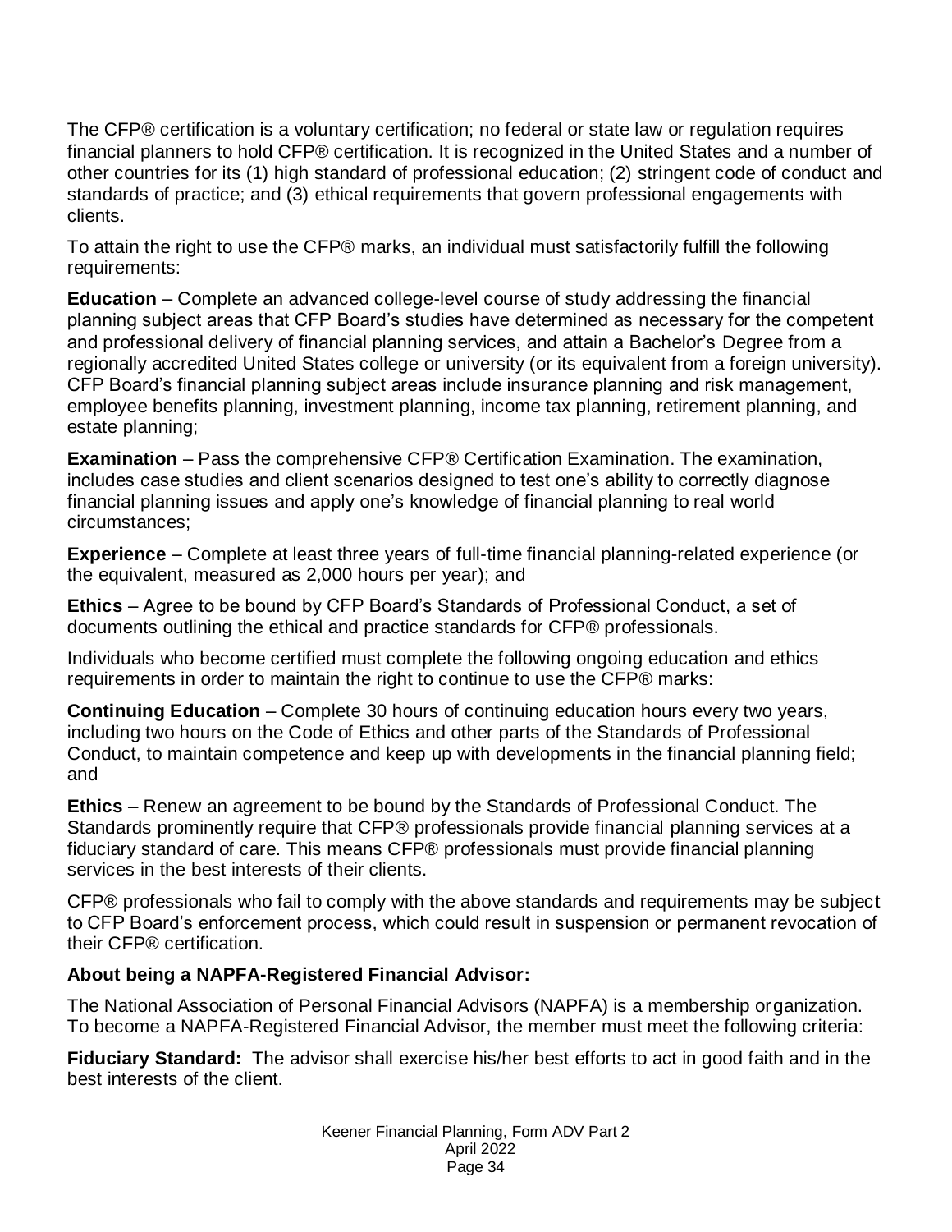The CFP® certification is a voluntary certification; no federal or state law or regulation requires financial planners to hold CFP® certification. It is recognized in the United States and a number of other countries for its (1) high standard of professional education; (2) stringent code of conduct and standards of practice; and (3) ethical requirements that govern professional engagements with clients.

To attain the right to use the CFP® marks, an individual must satisfactorily fulfill the following requirements:

**Education** – Complete an advanced college-level course of study addressing the financial planning subject areas that CFP Board's studies have determined as necessary for the competent and professional delivery of financial planning services, and attain a Bachelor's Degree from a regionally accredited United States college or university (or its equivalent from a foreign university). CFP Board's financial planning subject areas include insurance planning and risk management, employee benefits planning, investment planning, income tax planning, retirement planning, and estate planning;

**Examination** – Pass the comprehensive CFP® Certification Examination. The examination, includes case studies and client scenarios designed to test one's ability to correctly diagnose financial planning issues and apply one's knowledge of financial planning to real world circumstances;

**Experience** – Complete at least three years of full-time financial planning-related experience (or the equivalent, measured as 2,000 hours per year); and

**Ethics** – Agree to be bound by CFP Board's Standards of Professional Conduct, a set of documents outlining the ethical and practice standards for CFP® professionals.

Individuals who become certified must complete the following ongoing education and ethics requirements in order to maintain the right to continue to use the CFP® marks:

**Continuing Education** – Complete 30 hours of continuing education hours every two years, including two hours on the Code of Ethics and other parts of the Standards of Professional Conduct, to maintain competence and keep up with developments in the financial planning field; and

**Ethics** – Renew an agreement to be bound by the Standards of Professional Conduct. The Standards prominently require that CFP® professionals provide financial planning services at a fiduciary standard of care. This means CFP® professionals must provide financial planning services in the best interests of their clients.

CFP® professionals who fail to comply with the above standards and requirements may be subject to CFP Board's enforcement process, which could result in suspension or permanent revocation of their CFP® certification.

**About being a NAPFA-Registered Financial Advisor:**

The National Association of Personal Financial Advisors (NAPFA) is a membership organization. To become a NAPFA-Registered Financial Advisor, the member must meet the following criteria:

**Fiduciary Standard:** The advisor shall exercise his/her best efforts to act in good faith and in the best interests of the client.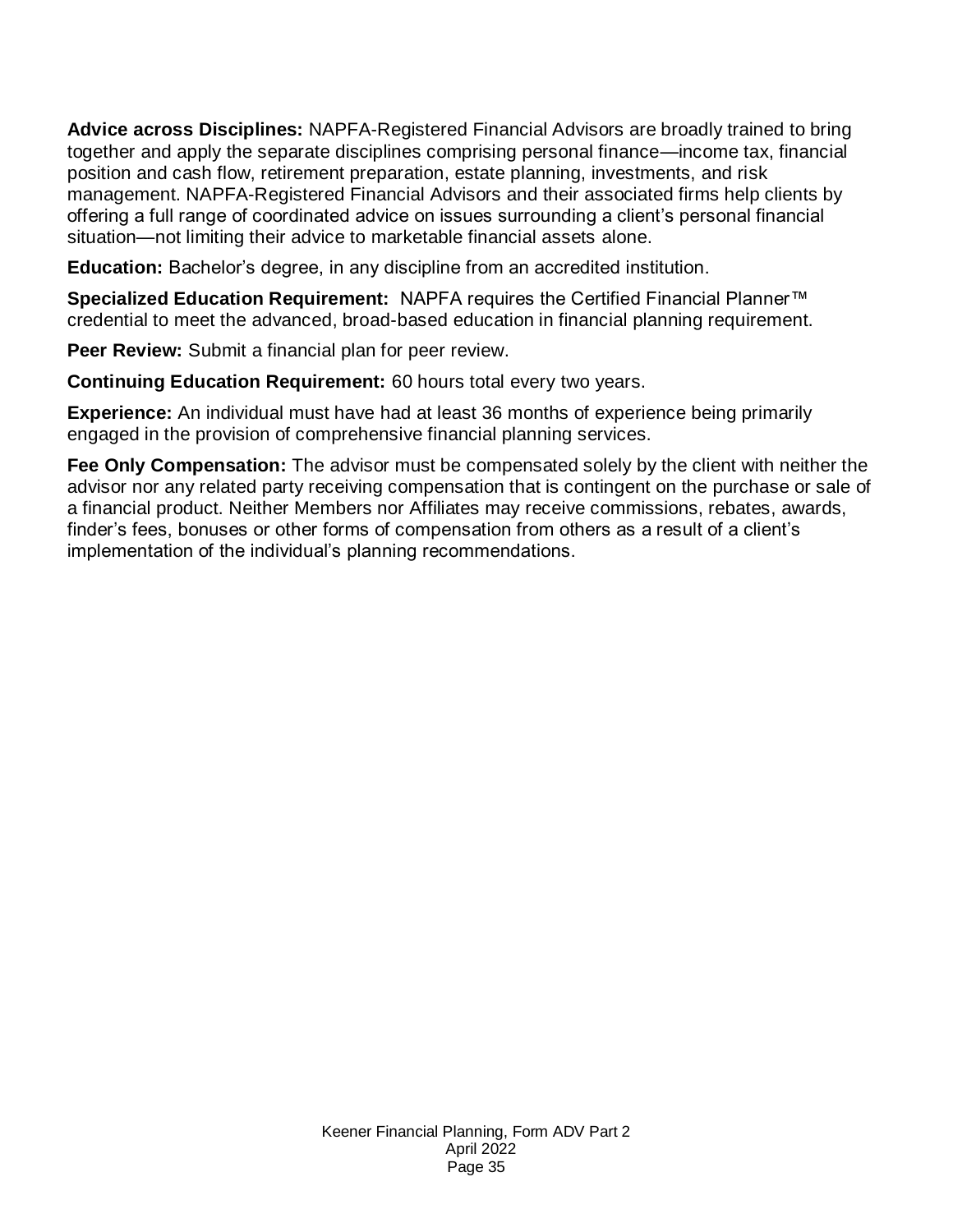**Advice across Disciplines:** NAPFA-Registered Financial Advisors are broadly trained to bring together and apply the separate disciplines comprising personal finance—income tax, financial position and cash flow, retirement preparation, estate planning, investments, and risk management. NAPFA-Registered Financial Advisors and their associated firms help clients by offering a full range of coordinated advice on issues surrounding a client's personal financial situation—not limiting their advice to marketable financial assets alone.

**Education:** Bachelor's degree, in any discipline from an accredited institution.

**Specialized Education Requirement:** NAPFA requires the Certified Financial Planner™ credential to meet the advanced, broad-based education in financial planning requirement.

**Peer Review:** Submit a financial plan for peer review.

**Continuing Education Requirement:** 60 hours total every two years.

**Experience:** An individual must have had at least 36 months of experience being primarily engaged in the provision of comprehensive financial planning services.

**Fee Only Compensation:** The advisor must be compensated solely by the client with neither the advisor nor any related party receiving compensation that is contingent on the purchase or sale of a financial product. Neither Members nor Affiliates may receive commissions, rebates, awards, finder's fees, bonuses or other forms of compensation from others as a result of a client's implementation of the individual's planning recommendations.